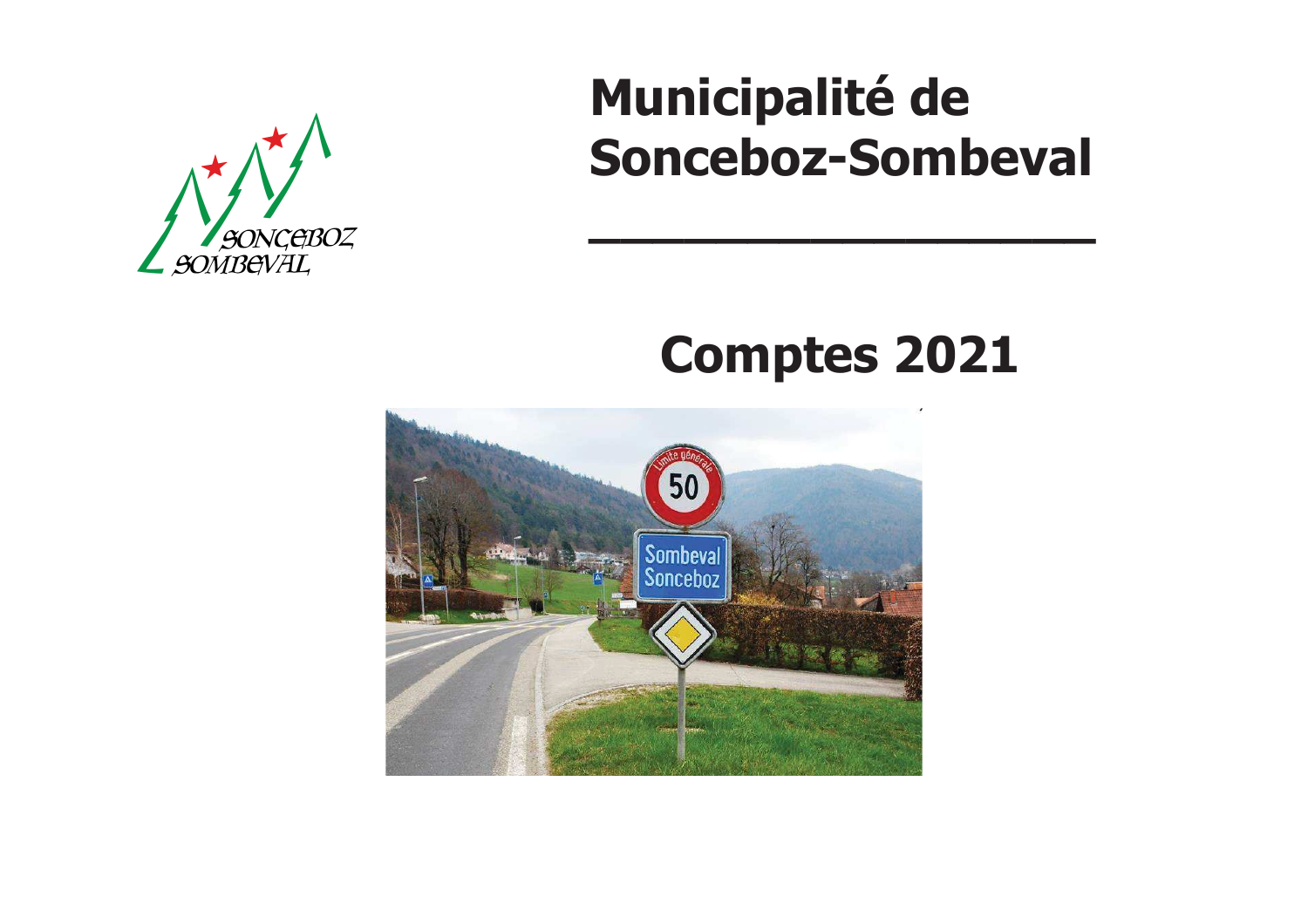# Municipalité de Sonceboz-Sombeval

## Comptes 2021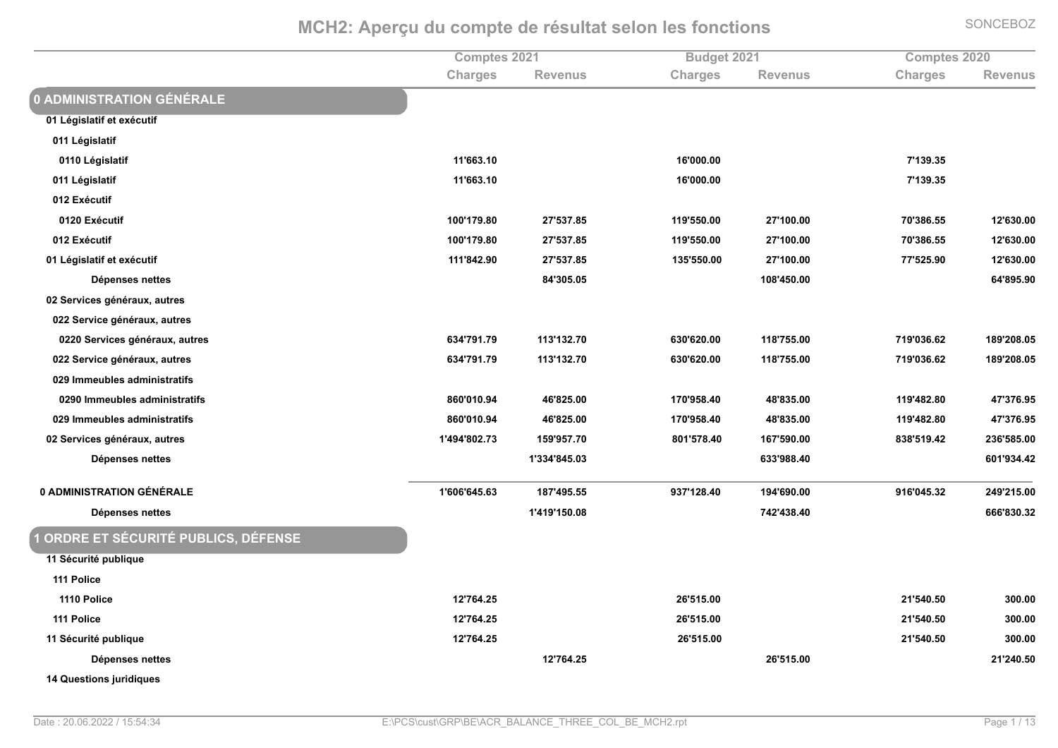# MCH2: Aperçu du compte de résultat selon les fonctions

SONCEBOZ

| | Comptes 2021 | | Budget 2021 | | Comptes 2020 | |
|---|---|---|---|---|---|---|
| | Charges | Revenus | Charges | Revenus | Charges | Revenus |
| **0 ADMINISTRATION GÉNÉRALE** | | | | | | |
| **01 Législatif et exécutif** | | | | | | |
| **011 Législatif** | | | | | | |
| **0110 Législatif** | 11'663.10 | | 16'000.00 | | 7'139.35 | |
| **011 Législatif** | 11'663.10 | | 16'000.00 | | 7'139.35 | |
| **012 Exécutif** | | | | | | |
| **0120 Exécutif** | 100'179.80 | 27'537.85 | 119'550.00 | 27'100.00 | 70'386.55 | 12'630.00 |
| **012 Exécutif** | 100'179.80 | 27'537.85 | 119'550.00 | 27'100.00 | 70'386.55 | 12'630.00 |
| **01 Législatif et exécutif** | 111'842.90 | 27'537.85 | 135'550.00 | 27'100.00 | 77'525.90 | 12'630.00 |
| **Dépenses nettes** | | 84'305.05 | | 108'450.00 | | 64'895.90 |
| **02 Services généraux, autres** | | | | | | |
| **022 Service généraux, autres** | | | | | | |
| **0220 Services généraux, autres** | 634'791.79 | 113'132.70 | 630'620.00 | 118'755.00 | 719'036.62 | 189'208.05 |
| **022 Service généraux, autres** | 634'791.79 | 113'132.70 | 630'620.00 | 118'755.00 | 719'036.62 | 189'208.05 |
| **029 Immeubles administratifs** | | | | | | |
| **0290 Immeubles administratifs** | 860'010.94 | 46'825.00 | 170'958.40 | 48'835.00 | 119'482.80 | 47'376.95 |
| **029 Immeubles administratifs** | 860'010.94 | 46'825.00 | 170'958.40 | 48'835.00 | 119'482.80 | 47'376.95 |
| **02 Services généraux, autres** | 1'494'802.73 | 159'957.70 | 801'578.40 | 167'590.00 | 838'519.42 | 236'585.00 |
| **Dépenses nettes** | | 1'334'845.03 | | 633'988.40 | | 601'934.42 |
| **0 ADMINISTRATION GÉNÉRALE** | 1'606'645.63 | 187'495.55 | 937'128.40 | 194'690.00 | 916'045.32 | 249'215.00 |
| **Dépenses nettes** | | 1'419'150.08 | | 742'438.40 | | 666'830.32 |
| **1 ORDRE ET SÉCURITÉ PUBLICS, DÉFENSE** | | | | | | |
| **11 Sécurité publique** | | | | | | |
| **111 Police** | | | | | | |
| **1110 Police** | 12'764.25 | | 26'515.00 | | 21'540.50 | 300.00 |
| **111 Police** | 12'764.25 | | 26'515.00 | | 21'540.50 | 300.00 |
| **11 Sécurité publique** | 12'764.25 | | 26'515.00 | | 21'540.50 | 300.00 |
| **Dépenses nettes** | | 12'764.25 | | 26'515.00 | | 21'240.50 |
| **14 Questions juridiques** | | | | | | |

Date : 20.06.2022 / 15:54:34 E:\PCS\cust\GRP\BE\ACR_BALANCE_THREE_COL_BE_MCH2.rpt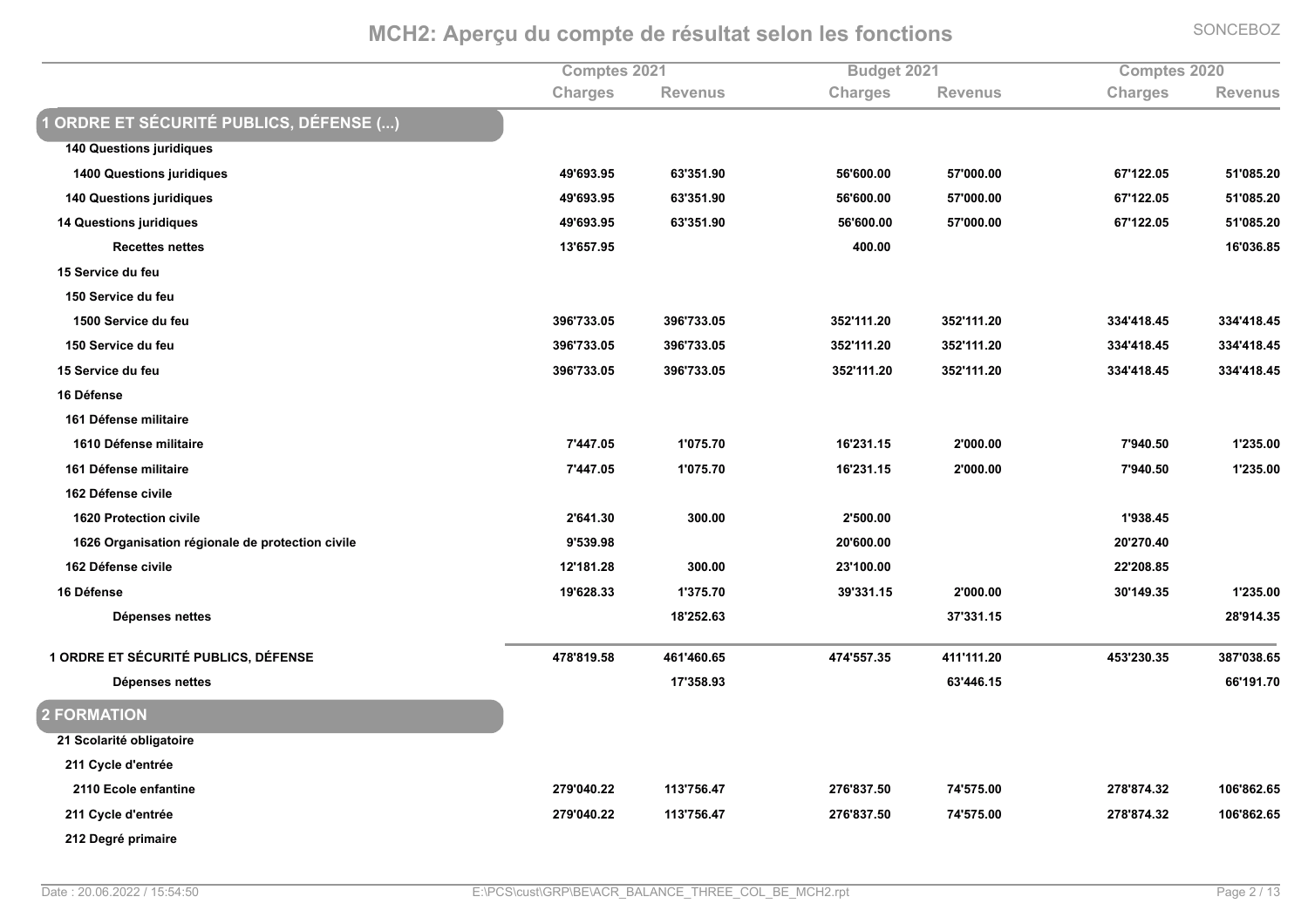## MCH2: Aperçu du compte de résultat selon les fonctions

| | Comptes 2021 | | Budget 2021 | | Comptes 2020 | |
|---|---|---|---|---|---|---|
| | Charges | Revenus | Charges | Revenus | Charges | Revenus |
| **1 ORDRE ET SÉCURITÉ PUBLICS, DÉFENSE (...)** | | | | | | |
| **140 Questions juridiques** | | | | | | |
| **1400 Questions juridiques** | 49'693.95 | 63'351.90 | 56'600.00 | 57'000.00 | 67'122.05 | 51'085.20 |
| **140 Questions juridiques** | 49'693.95 | 63'351.90 | 56'600.00 | 57'000.00 | 67'122.05 | 51'085.20 |
| **14 Questions juridiques** | 49'693.95 | 63'351.90 | 56'600.00 | 57'000.00 | 67'122.05 | 51'085.20 |
| **Recettes nettes** | 13'657.95 | | 400.00 | | | 16'036.85 |
| **15 Service du feu** | | | | | | |
| **150 Service du feu** | | | | | | |
| **1500 Service du feu** | 396'733.05 | 396'733.05 | 352'111.20 | 352'111.20 | 334'418.45 | 334'418.45 |
| **150 Service du feu** | 396'733.05 | 396'733.05 | 352'111.20 | 352'111.20 | 334'418.45 | 334'418.45 |
| **15 Service du feu** | 396'733.05 | 396'733.05 | 352'111.20 | 352'111.20 | 334'418.45 | 334'418.45 |
| **16 Défense** | | | | | | |
| **161 Défense militaire** | | | | | | |
| **1610 Défense militaire** | 7'447.05 | 1'075.70 | 16'231.15 | 2'000.00 | 7'940.50 | 1'235.00 |
| **161 Défense militaire** | 7'447.05 | 1'075.70 | 16'231.15 | 2'000.00 | 7'940.50 | 1'235.00 |
| **162 Défense civile** | | | | | | |
| **1620 Protection civile** | 2'641.30 | 300.00 | 2'500.00 | | 1'938.45 | |
| **1626 Organisation régionale de protection civile** | 9'539.98 | | 20'600.00 | | 20'270.40 | |
| **162 Défense civile** | 12'181.28 | 300.00 | 23'100.00 | | 22'208.85 | |
| **16 Défense** | 19'628.33 | 1'375.70 | 39'331.15 | 2'000.00 | 30'149.35 | 1'235.00 |
| **Dépenses nettes** | | 18'252.63 | | 37'331.15 | | 28'914.35 |
| **1 ORDRE ET SÉCURITÉ PUBLICS, DÉFENSE** | 478'819.58 | 461'460.65 | 474'557.35 | 411'111.20 | 453'230.35 | 387'038.65 |
| **Dépenses nettes** | | 17'358.93 | | 63'446.15 | | 66'191.70 |
| **2 FORMATION** | | | | | | |
| **21 Scolarité obligatoire** | | | | | | |
| **211 Cycle d'entrée** | | | | | | |
| **2110 Ecole enfantine** | 279'040.22 | 113'756.47 | 276'837.50 | 74'575.00 | 278'874.32 | 106'862.65 |
| **211 Cycle d'entrée** | 279'040.22 | 113'756.47 | 276'837.50 | 74'575.00 | 278'874.32 | 106'862.65 |
| **212 Degré primaire** | | | | | | |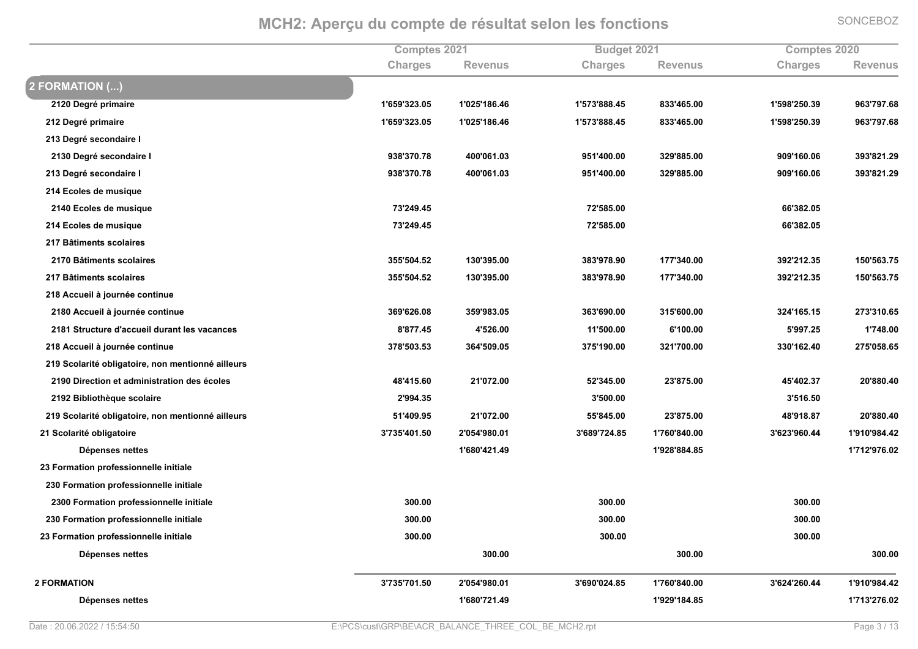# MCH2: Aperçu du compte de résultat selon les fonctions

| | Comptes 2021 | | Budget 2021 | | Comptes 2020 | |
|---|---|---|---|---|---|---|
| | Charges | Revenus | Charges | Revenus | Charges | Revenus |
| **2 FORMATION (...)** | | | | | | |
| 2120 Degré primaire | 1'659'323.05 | 1'025'186.46 | 1'573'888.45 | 833'465.00 | 1'598'250.39 | 963'797.68 |
| 212 Degré primaire | 1'659'323.05 | 1'025'186.46 | 1'573'888.45 | 833'465.00 | 1'598'250.39 | 963'797.68 |
| 213 Degré secondaire I | | | | | | |
| 2130 Degré secondaire I | 938'370.78 | 400'061.03 | 951'400.00 | 329'885.00 | 909'160.06 | 393'821.29 |
| 213 Degré secondaire I | 938'370.78 | 400'061.03 | 951'400.00 | 329'885.00 | 909'160.06 | 393'821.29 |
| 214 Ecoles de musique | | | | | | |
| 2140 Ecoles de musique | 73'249.45 | | 72'585.00 | | 66'382.05 | |
| 214 Ecoles de musique | 73'249.45 | | 72'585.00 | | 66'382.05 | |
| 217 Bâtiments scolaires | | | | | | |
| 2170 Bâtiments scolaires | 355'504.52 | 130'395.00 | 383'978.90 | 177'340.00 | 392'212.35 | 150'563.75 |
| 217 Bâtiments scolaires | 355'504.52 | 130'395.00 | 383'978.90 | 177'340.00 | 392'212.35 | 150'563.75 |
| 218 Accueil à journée continue | | | | | | |
| 2180 Accueil à journée continue | 369'626.08 | 359'983.05 | 363'690.00 | 315'600.00 | 324'165.15 | 273'310.65 |
| 2181 Structure d'accueil durant les vacances | 8'877.45 | 4'526.00 | 11'500.00 | 6'100.00 | 5'997.25 | 1'748.00 |
| 218 Accueil à journée continue | 378'503.53 | 364'509.05 | 375'190.00 | 321'700.00 | 330'162.40 | 275'058.65 |
| 219 Scolarité obligatoire, non mentionné ailleurs | | | | | | |
| 2190 Direction et administration des écoles | 48'415.60 | 21'072.00 | 52'345.00 | 23'875.00 | 45'402.37 | 20'880.40 |
| 2192 Bibliothèque scolaire | 2'994.35 | | 3'500.00 | | 3'516.50 | |
| 219 Scolarité obligatoire, non mentionné ailleurs | 51'409.95 | 21'072.00 | 55'845.00 | 23'875.00 | 48'918.87 | 20'880.40 |
| 21 Scolarité obligatoire | 3'735'401.50 | 2'054'980.01 | 3'689'724.85 | 1'760'840.00 | 3'623'960.44 | 1'910'984.42 |
| Dépenses nettes | | 1'680'421.49 | | 1'928'884.85 | | 1'712'976.02 |
| 23 Formation professionnelle initiale | | | | | | |
| 230 Formation professionnelle initiale | | | | | | |
| 2300 Formation professionnelle initiale | 300.00 | | 300.00 | | 300.00 | |
| 230 Formation professionnelle initiale | 300.00 | | 300.00 | | 300.00 | |
| 23 Formation professionnelle initiale | 300.00 | | 300.00 | | 300.00 | |
| Dépenses nettes | | 300.00 | | 300.00 | | 300.00 |
| **2 FORMATION** | 3'735'701.50 | 2'054'980.01 | 3'690'024.85 | 1'760'840.00 | 3'624'260.44 | 1'910'984.42 |
| Dépenses nettes | | 1'680'721.49 | | 1'929'184.85 | | 1'713'276.02 |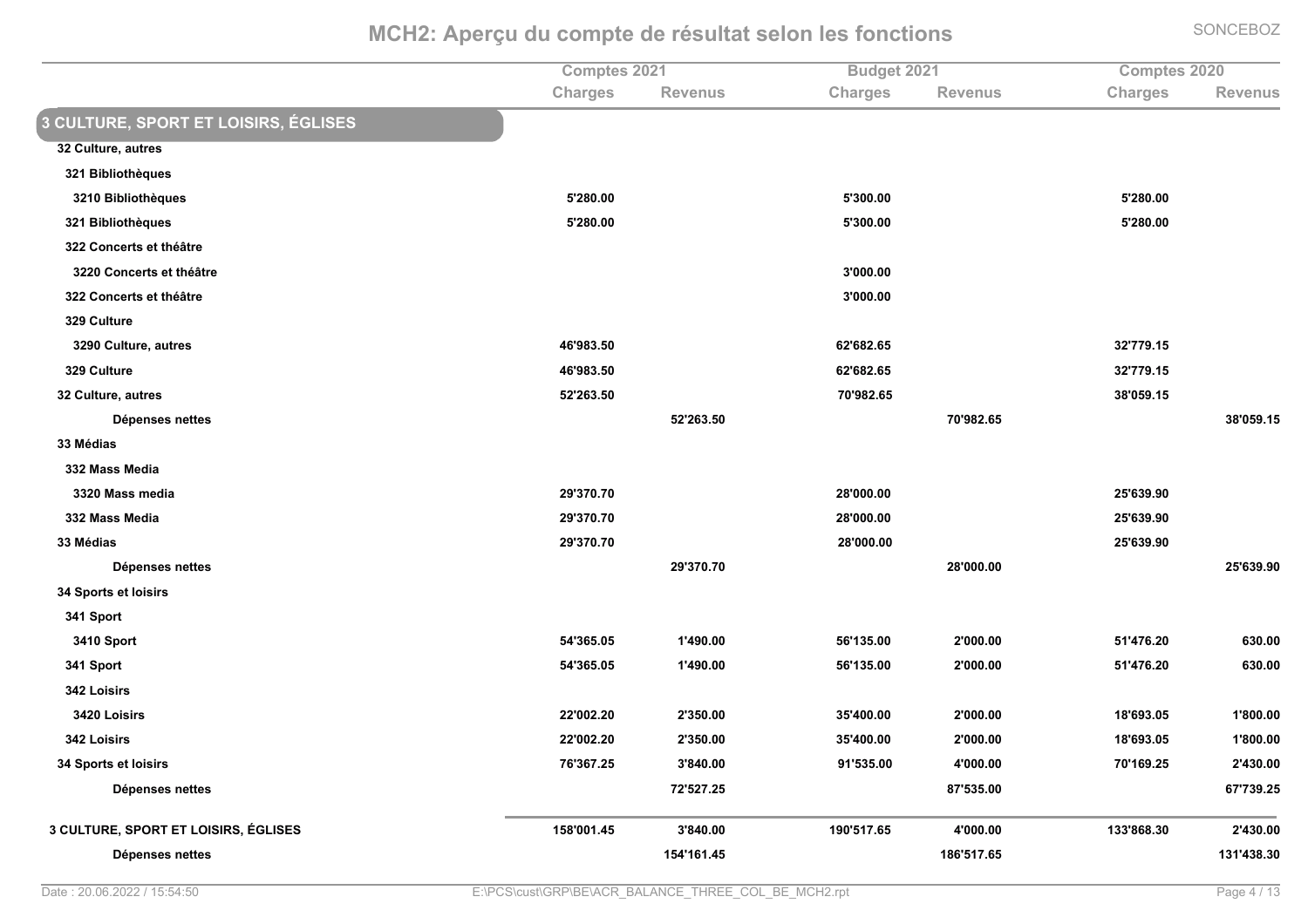# MCH2: Aperçu du compte de résultat selon les fonctions

| | Comptes 2021 | | Budget 2021 | | Comptes 2020 | |
|---|---|---|---|---|---|---|
| | Charges | Revenus | Charges | Revenus | Charges | Revenus |
| **3 CULTURE, SPORT ET LOISIRS, ÉGLISES** | | | | | | |
| **32 Culture, autres** | | | | | | |
| **321 Bibliothèques** | | | | | | |
| **3210 Bibliothèques** | 5'280.00 | | 5'300.00 | | 5'280.00 | |
| **321 Bibliothèques** | 5'280.00 | | 5'300.00 | | 5'280.00 | |
| **322 Concerts et théâtre** | | | | | | |
| **3220 Concerts et théâtre** | | | 3'000.00 | | | |
| **322 Concerts et théâtre** | | | 3'000.00 | | | |
| **329 Culture** | | | | | | |
| **3290 Culture, autres** | 46'983.50 | | 62'682.65 | | 32'779.15 | |
| **329 Culture** | 46'983.50 | | 62'682.65 | | 32'779.15 | |
| **32 Culture, autres** | 52'263.50 | | 70'982.65 | | 38'059.15 | |
| **Dépenses nettes** | | 52'263.50 | | 70'982.65 | | 38'059.15 |
| **33 Médias** | | | | | | |
| **332 Mass Media** | | | | | | |
| **3320 Mass media** | 29'370.70 | | 28'000.00 | | 25'639.90 | |
| **332 Mass Media** | 29'370.70 | | 28'000.00 | | 25'639.90 | |
| **33 Médias** | 29'370.70 | | 28'000.00 | | 25'639.90 | |
| **Dépenses nettes** | | 29'370.70 | | 28'000.00 | | 25'639.90 |
| **34 Sports et loisirs** | | | | | | |
| **341 Sport** | | | | | | |
| **3410 Sport** | 54'365.05 | 1'490.00 | 56'135.00 | 2'000.00 | 51'476.20 | 630.00 |
| **341 Sport** | 54'365.05 | 1'490.00 | 56'135.00 | 2'000.00 | 51'476.20 | 630.00 |
| **342 Loisirs** | | | | | | |
| **3420 Loisirs** | 22'002.20 | 2'350.00 | 35'400.00 | 2'000.00 | 18'693.05 | 1'800.00 |
| **342 Loisirs** | 22'002.20 | 2'350.00 | 35'400.00 | 2'000.00 | 18'693.05 | 1'800.00 |
| **34 Sports et loisirs** | 76'367.25 | 3'840.00 | 91'535.00 | 4'000.00 | 70'169.25 | 2'430.00 |
| **Dépenses nettes** | | 72'527.25 | | 87'535.00 | | 67'739.25 |
| **3 CULTURE, SPORT ET LOISIRS, ÉGLISES** | 158'001.45 | 3'840.00 | 190'517.65 | 4'000.00 | 133'868.30 | 2'430.00 |
| **Dépenses nettes** | | 154'161.45 | | 186'517.65 | | 131'438.30 |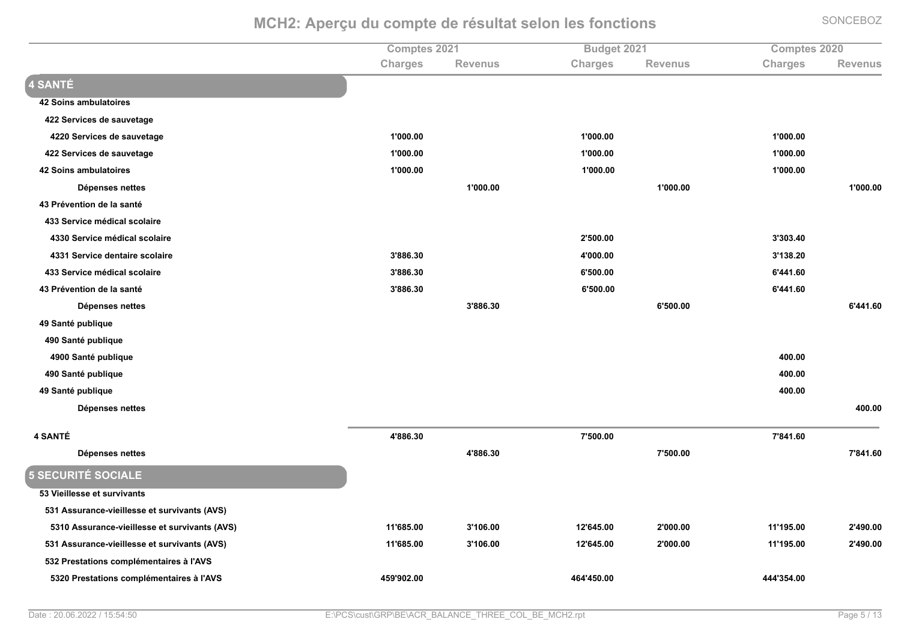# MCH2: Aperçu du compte de résultat selon les fonctions

SONCEBOZ

| | Comptes 2021 | | Budget 2021 | | Comptes 2020 | |
|---|---|---|---|---|---|---|
| | Charges | Revenus | Charges | Revenus | Charges | Revenus |
| **4 SANTÉ** | | | | | | |
| **42 Soins ambulatoires** | | | | | | |
| **422 Services de sauvetage** | | | | | | |
| **4220 Services de sauvetage** | 1'000.00 | | 1'000.00 | | 1'000.00 | |
| **422 Services de sauvetage** | 1'000.00 | | 1'000.00 | | 1'000.00 | |
| **42 Soins ambulatoires** | 1'000.00 | | 1'000.00 | | 1'000.00 | |
| **Dépenses nettes** | | 1'000.00 | | 1'000.00 | | 1'000.00 |
| **43 Prévention de la santé** | | | | | | |
| **433 Service médical scolaire** | | | | | | |
| **4330 Service médical scolaire** | | | 2'500.00 | | 3'303.40 | |
| **4331 Service dentaire scolaire** | 3'886.30 | | 4'000.00 | | 3'138.20 | |
| **433 Service médical scolaire** | 3'886.30 | | 6'500.00 | | 6'441.60 | |
| **43 Prévention de la santé** | 3'886.30 | | 6'500.00 | | 6'441.60 | |
| **Dépenses nettes** | | 3'886.30 | | 6'500.00 | | 6'441.60 |
| **49 Santé publique** | | | | | | |
| **490 Santé publique** | | | | | | |
| **4900 Santé publique** | | | | | 400.00 | |
| **490 Santé publique** | | | | | 400.00 | |
| **49 Santé publique** | | | | | 400.00 | |
| **Dépenses nettes** | | | | | | 400.00 |
| **4 SANTÉ** | 4'886.30 | | 7'500.00 | | 7'841.60 | |
| **Dépenses nettes** | | 4'886.30 | | 7'500.00 | | 7'841.60 |
| **5 SECURITÉ SOCIALE** | | | | | | |
| **53 Vieillesse et survivants** | | | | | | |
| **531 Assurance-vieillesse et survivants (AVS)** | | | | | | |
| **5310 Assurance-vieillesse et survivants (AVS)** | 11'685.00 | 3'106.00 | 12'645.00 | 2'000.00 | 11'195.00 | 2'490.00 |
| **531 Assurance-vieillesse et survivants (AVS)** | 11'685.00 | 3'106.00 | 12'645.00 | 2'000.00 | 11'195.00 | 2'490.00 |
| **532 Prestations complémentaires à l'AVS** | | | | | | |
| **5320 Prestations complémentaires à l'AVS** | 459'902.00 | | 464'450.00 | | 444'354.00 | |

Date : 20.06.2022 / 15:54:50 E:\PCS\cust\GRP\BE\ACR_BALANCE_THREE_COL_BE_MCH2.rpt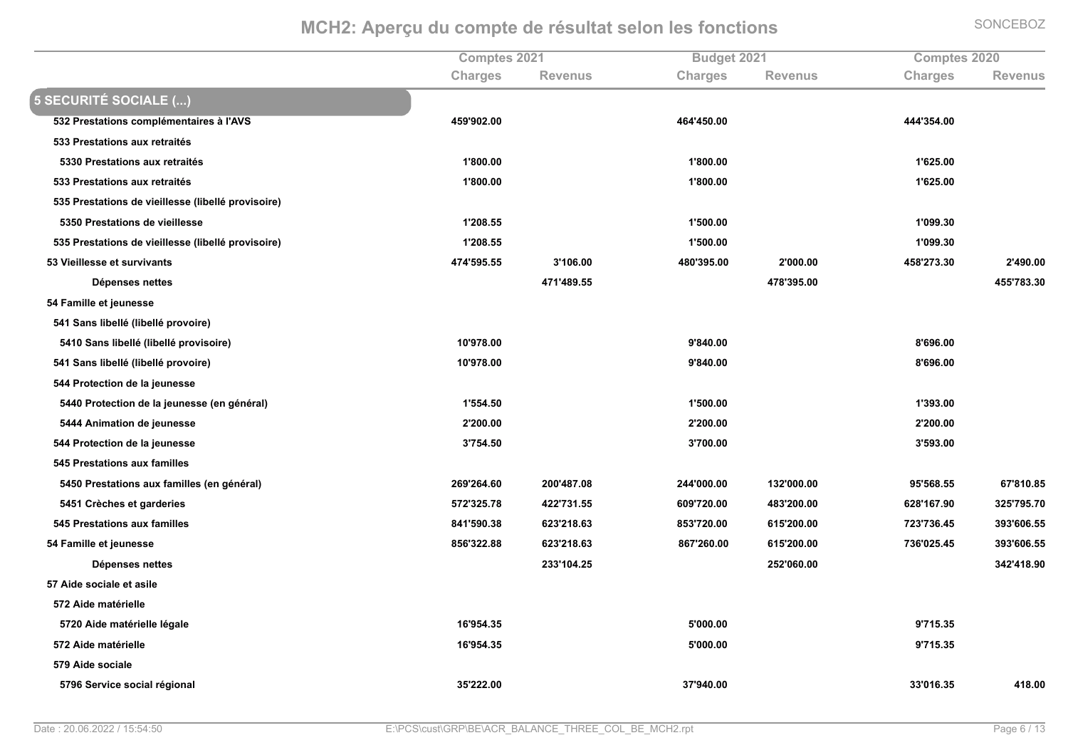# MCH2: Aperçu du compte de résultat selon les fonctions

| | Comptes 2021 | | Budget 2021 | | Comptes 2020 | |
|---|---|---|---|---|---|---|
| | Charges | Revenus | Charges | Revenus | Charges | Revenus |
| **5 SECURITÉ SOCIALE (...)** | | | | | | |
| 532 Prestations complémentaires à l'AVS | 459'902.00 | | 464'450.00 | | 444'354.00 | |
| 533 Prestations aux retraités | | | | | | |
| 5330 Prestations aux retraités | 1'800.00 | | 1'800.00 | | 1'625.00 | |
| 533 Prestations aux retraités | 1'800.00 | | 1'800.00 | | 1'625.00 | |
| 535 Prestations de vieillesse (libellé provisoire) | | | | | | |
| 5350 Prestations de vieillesse | 1'208.55 | | 1'500.00 | | 1'099.30 | |
| 535 Prestations de vieillesse (libellé provisoire) | 1'208.55 | | 1'500.00 | | 1'099.30 | |
| 53 Vieillesse et survivants | 474'595.55 | 3'106.00 | 480'395.00 | 2'000.00 | 458'273.30 | 2'490.00 |
| Dépenses nettes | | 471'489.55 | | 478'395.00 | | 455'783.30 |
| 54 Famille et jeunesse | | | | | | |
| 541 Sans libellé (libellé provoire) | | | | | | |
| 5410 Sans libellé (libellé provisoire) | 10'978.00 | | 9'840.00 | | 8'696.00 | |
| 541 Sans libellé (libellé provoire) | 10'978.00 | | 9'840.00 | | 8'696.00 | |
| 544 Protection de la jeunesse | | | | | | |
| 5440 Protection de la jeunesse (en général) | 1'554.50 | | 1'500.00 | | 1'393.00 | |
| 5444 Animation de jeunesse | 2'200.00 | | 2'200.00 | | 2'200.00 | |
| 544 Protection de la jeunesse | 3'754.50 | | 3'700.00 | | 3'593.00 | |
| 545 Prestations aux familles | | | | | | |
| 5450 Prestations aux familles (en général) | 269'264.60 | 200'487.08 | 244'000.00 | 132'000.00 | 95'568.55 | 67'810.85 |
| 5451 Crèches et garderies | 572'325.78 | 422'731.55 | 609'720.00 | 483'200.00 | 628'167.90 | 325'795.70 |
| 545 Prestations aux familles | 841'590.38 | 623'218.63 | 853'720.00 | 615'200.00 | 723'736.45 | 393'606.55 |
| 54 Famille et jeunesse | 856'322.88 | 623'218.63 | 867'260.00 | 615'200.00 | 736'025.45 | 393'606.55 |
| Dépenses nettes | | 233'104.25 | | 252'060.00 | | 342'418.90 |
| 57 Aide sociale et asile | | | | | | |
| 572 Aide matérielle | | | | | | |
| 5720 Aide matérielle légale | 16'954.35 | | 5'000.00 | | 9'715.35 | |
| 572 Aide matérielle | 16'954.35 | | 5'000.00 | | 9'715.35 | |
| 579 Aide sociale | | | | | | |
| 5796 Service social régional | 35'222.00 | | 37'940.00 | | 33'016.35 | 418.00 |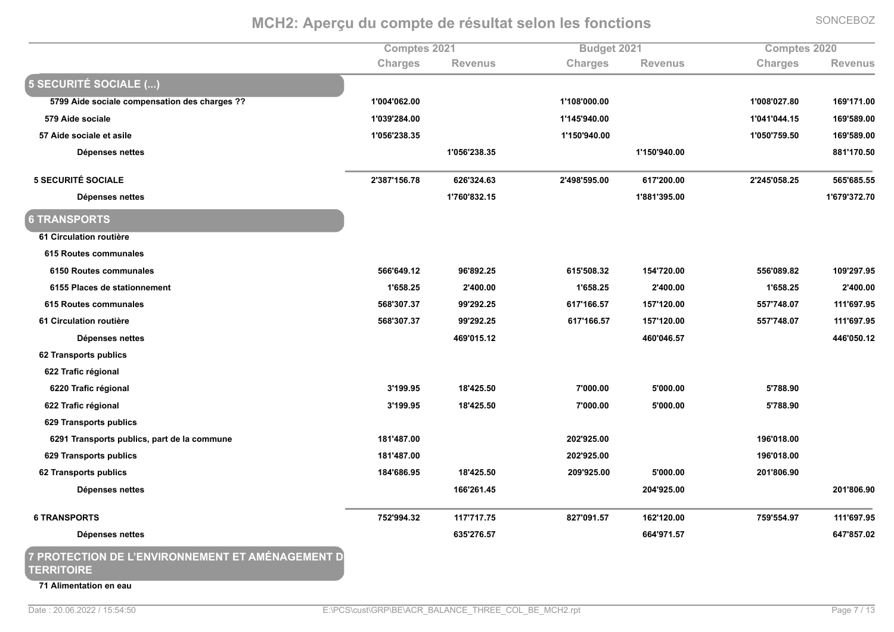# MCH2: Aperçu du compte de résultat selon les fonctions

| | Comptes 2021 | | Budget 2021 | | Comptes 2020 | |
|---|---|---|---|---|---|---|
| | Charges | Revenus | Charges | Revenus | Charges | Revenus |
| **5 SECURITÉ SOCIALE (...)** | | | | | | |
| 5799 Aide sociale compensation des charges ?? | 1'004'062.00 | | 1'108'000.00 | | 1'008'027.80 | 169'171.00 |
| 579 Aide sociale | 1'039'284.00 | | 1'145'940.00 | | 1'041'044.15 | 169'589.00 |
| 57 Aide sociale et asile | 1'056'238.35 | | 1'150'940.00 | | 1'050'759.50 | 169'589.00 |
| Dépenses nettes | | 1'056'238.35 | | 1'150'940.00 | | 881'170.50 |
| 5 SECURITÉ SOCIALE | 2'387'156.78 | 626'324.63 | 2'498'595.00 | 617'200.00 | 2'245'058.25 | 565'685.55 |
| Dépenses nettes | | 1'760'832.15 | | 1'881'395.00 | | 1'679'372.70 |
| **6 TRANSPORTS** | | | | | | |
| 61 Circulation routière | | | | | | |
| 615 Routes communales | | | | | | |
| 6150 Routes communales | 566'649.12 | 96'892.25 | 615'508.32 | 154'720.00 | 556'089.82 | 109'297.95 |
| 6155 Places de stationnement | 1'658.25 | 2'400.00 | 1'658.25 | 2'400.00 | 1'658.25 | 2'400.00 |
| 615 Routes communales | 568'307.37 | 99'292.25 | 617'166.57 | 157'120.00 | 557'748.07 | 111'697.95 |
| 61 Circulation routière | 568'307.37 | 99'292.25 | 617'166.57 | 157'120.00 | 557'748.07 | 111'697.95 |
| Dépenses nettes | | 469'015.12 | | 460'046.57 | | 446'050.12 |
| 62 Transports publics | | | | | | |
| 622 Trafic régional | | | | | | |
| 6220 Trafic régional | 3'199.95 | 18'425.50 | 7'000.00 | 5'000.00 | 5'788.90 | |
| 622 Trafic régional | 3'199.95 | 18'425.50 | 7'000.00 | 5'000.00 | 5'788.90 | |
| 629 Transports publics | | | | | | |
| 6291 Transports publics, part de la commune | 181'487.00 | | 202'925.00 | | 196'018.00 | |
| 629 Transports publics | 181'487.00 | | 202'925.00 | | 196'018.00 | |
| 62 Transports publics | 184'686.95 | 18'425.50 | 209'925.00 | 5'000.00 | 201'806.90 | |
| Dépenses nettes | | 166'261.45 | | 204'925.00 | | 201'806.90 |
| 6 TRANSPORTS | 752'994.32 | 117'717.75 | 827'091.57 | 162'120.00 | 759'554.97 | 111'697.95 |
| Dépenses nettes | | 635'276.57 | | 664'971.57 | | 647'857.02 |
| **7 PROTECTION DE L'ENVIRONNEMENT ET AMÉNAGEMENT DU TERRITOIRE** | | | | | | |
| 71 Alimentation en eau | | | | | | |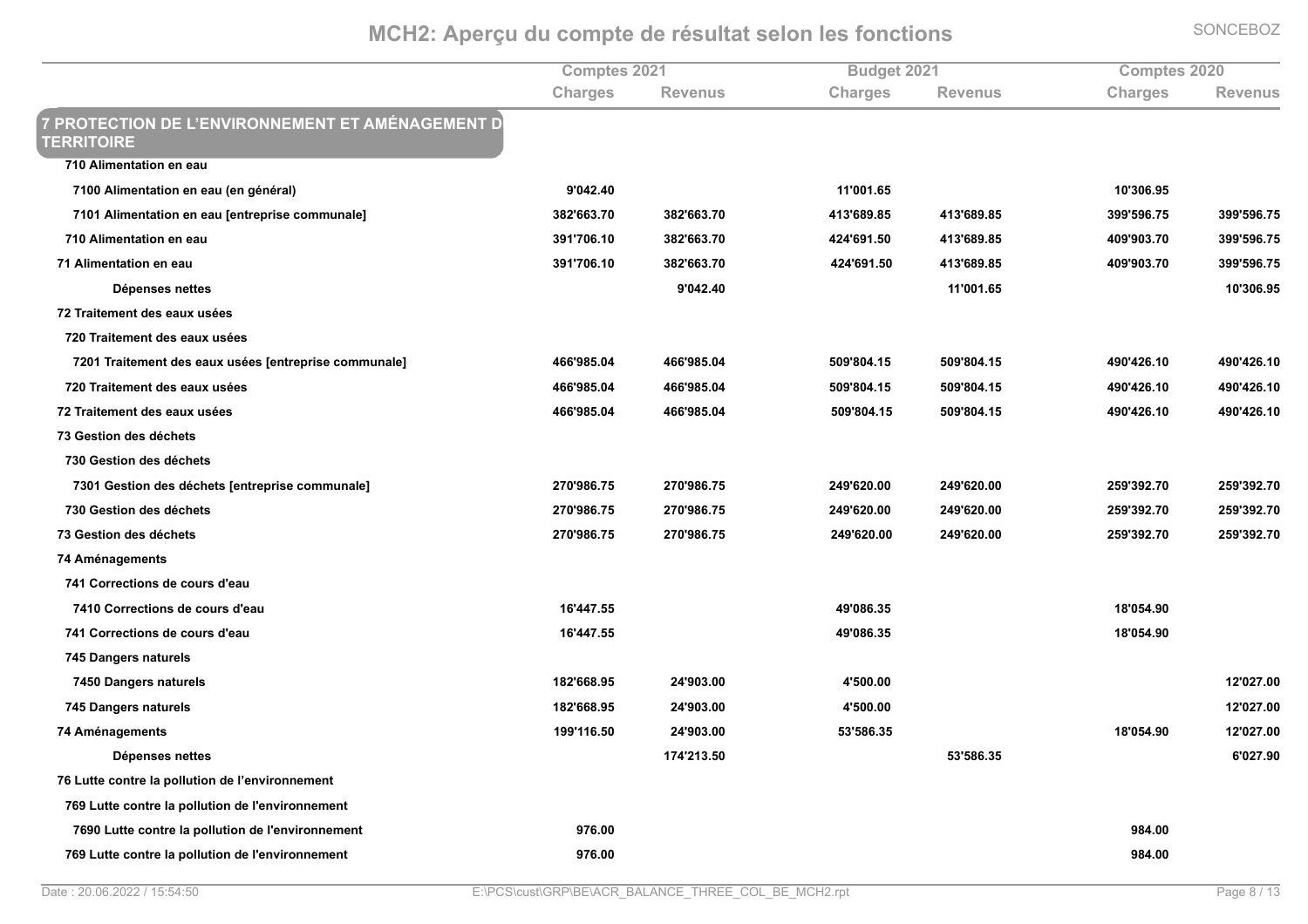# MCH2: Aperçu du compte de résultat selon les fonctions

| | Comptes 2021 | | Budget 2021 | | Comptes 2020 | |
|---|---|---|---|---|---|---|
| | Charges | Revenus | Charges | Revenus | Charges | Revenus |
| **7 PROTECTION DE L'ENVIRONNEMENT ET AMÉNAGEMENT DU TERRITOIRE** | | | | | | |
| 710 Alimentation en eau | | | | | | |
| 7100 Alimentation en eau (en général) | 9'042.40 | | 11'001.65 | | 10'306.95 | |
| 7101 Alimentation en eau [entreprise communale] | 382'663.70 | 382'663.70 | 413'689.85 | 413'689.85 | 399'596.75 | 399'596.75 |
| 710 Alimentation en eau | 391'706.10 | 382'663.70 | 424'691.50 | 413'689.85 | 409'903.70 | 399'596.75 |
| 71 Alimentation en eau | 391'706.10 | 382'663.70 | 424'691.50 | 413'689.85 | 409'903.70 | 399'596.75 |
| Dépenses nettes | | 9'042.40 | | 11'001.65 | | 10'306.95 |
| 72 Traitement des eaux usées | | | | | | |
| 720 Traitement des eaux usées | | | | | | |
| 7201 Traitement des eaux usées [entreprise communale] | 466'985.04 | 466'985.04 | 509'804.15 | 509'804.15 | 490'426.10 | 490'426.10 |
| 720 Traitement des eaux usées | 466'985.04 | 466'985.04 | 509'804.15 | 509'804.15 | 490'426.10 | 490'426.10 |
| 72 Traitement des eaux usées | 466'985.04 | 466'985.04 | 509'804.15 | 509'804.15 | 490'426.10 | 490'426.10 |
| 73 Gestion des déchets | | | | | | |
| 730 Gestion des déchets | | | | | | |
| 7301 Gestion des déchets [entreprise communale] | 270'986.75 | 270'986.75 | 249'620.00 | 249'620.00 | 259'392.70 | 259'392.70 |
| 730 Gestion des déchets | 270'986.75 | 270'986.75 | 249'620.00 | 249'620.00 | 259'392.70 | 259'392.70 |
| 73 Gestion des déchets | 270'986.75 | 270'986.75 | 249'620.00 | 249'620.00 | 259'392.70 | 259'392.70 |
| 74 Aménagements | | | | | | |
| 741 Corrections de cours d'eau | | | | | | |
| 7410 Corrections de cours d'eau | 16'447.55 | | 49'086.35 | | 18'054.90 | |
| 741 Corrections de cours d'eau | 16'447.55 | | 49'086.35 | | 18'054.90 | |
| 745 Dangers naturels | | | | | | |
| 7450 Dangers naturels | 182'668.95 | 24'903.00 | 4'500.00 | | | 12'027.00 |
| 745 Dangers naturels | 182'668.95 | 24'903.00 | 4'500.00 | | | 12'027.00 |
| 74 Aménagements | 199'116.50 | 24'903.00 | 53'586.35 | | 18'054.90 | 12'027.00 |
| Dépenses nettes | | 174'213.50 | | 53'586.35 | | 6'027.90 |
| 76 Lutte contre la pollution de l'environnement | | | | | | |
| 769 Lutte contre la pollution de l'environnement | | | | | | |
| 7690 Lutte contre la pollution de l'environnement | 976.00 | | | | 984.00 | |
| 769 Lutte contre la pollution de l'environnement | 976.00 | | | | 984.00 | |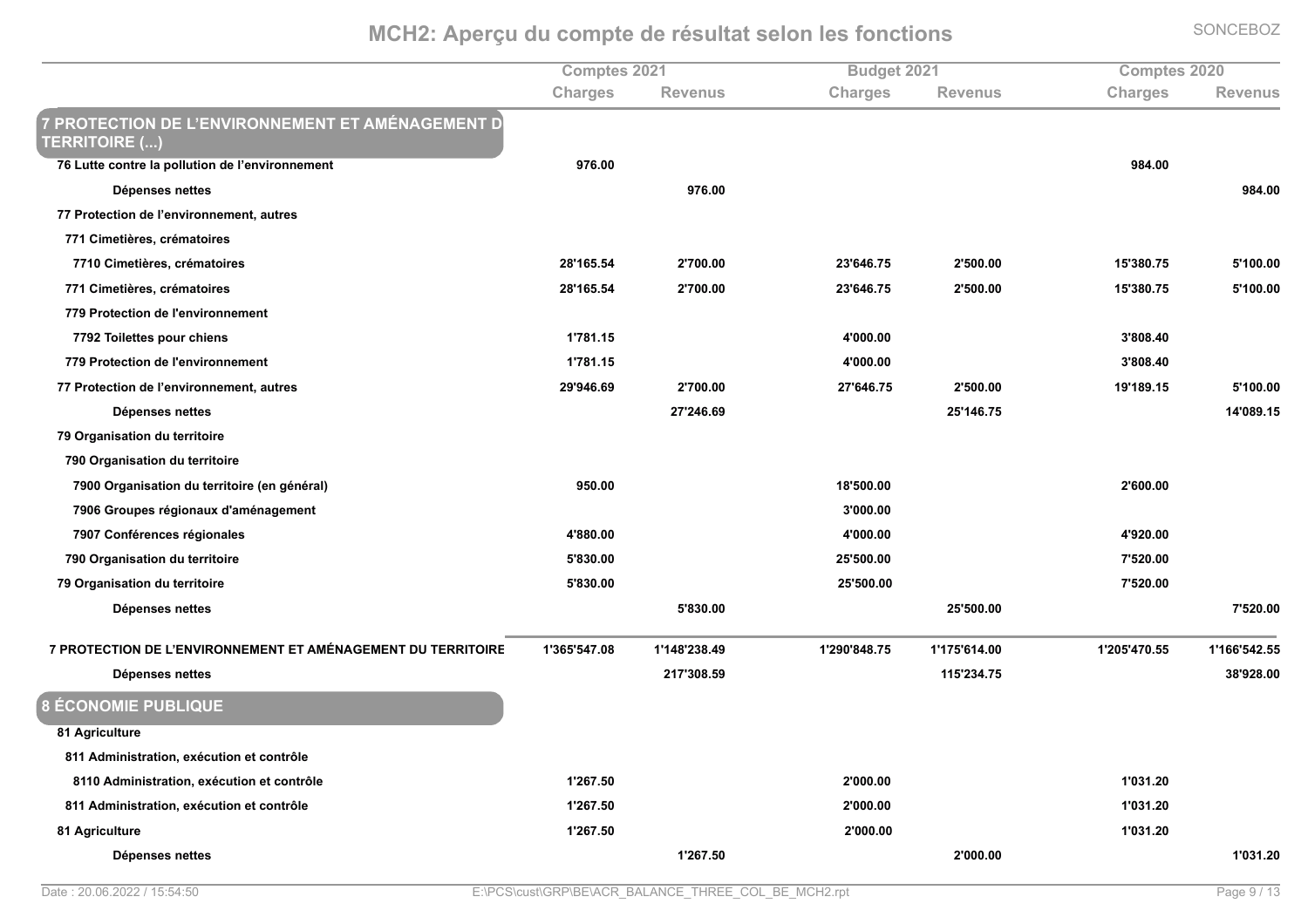# MCH2: Aperçu du compte de résultat selon les fonctions

| | Comptes 2021 | | Budget 2021 | | Comptes 2020 | |
|---|---|---|---|---|---|---|
| | Charges | Revenus | Charges | Revenus | Charges | Revenus |
| **7 PROTECTION DE L'ENVIRONNEMENT ET AMÉNAGEMENT DU TERRITOIRE (...)** | | | | | | |
| 76 Lutte contre la pollution de l'environnement | 976.00 | | | | 984.00 | |
| Dépenses nettes | | 976.00 | | | | 984.00 |
| 77 Protection de l'environnement, autres | | | | | | |
| 771 Cimetières, crématoires | | | | | | |
| 7710 Cimetières, crématoires | 28'165.54 | 2'700.00 | 23'646.75 | 2'500.00 | 15'380.75 | 5'100.00 |
| 771 Cimetières, crématoires | 28'165.54 | 2'700.00 | 23'646.75 | 2'500.00 | 15'380.75 | 5'100.00 |
| 779 Protection de l'environnement | | | | | | |
| 7792 Toilettes pour chiens | 1'781.15 | | 4'000.00 | | 3'808.40 | |
| 779 Protection de l'environnement | 1'781.15 | | 4'000.00 | | 3'808.40 | |
| 77 Protection de l'environnement, autres | 29'946.69 | 2'700.00 | 27'646.75 | 2'500.00 | 19'189.15 | 5'100.00 |
| Dépenses nettes | | 27'246.69 | | 25'146.75 | | 14'089.15 |
| 79 Organisation du territoire | | | | | | |
| 790 Organisation du territoire | | | | | | |
| 7900 Organisation du territoire (en général) | 950.00 | | 18'500.00 | | 2'600.00 | |
| 7906 Groupes régionaux d'aménagement | | | 3'000.00 | | | |
| 7907 Conférences régionales | 4'880.00 | | 4'000.00 | | 4'920.00 | |
| 790 Organisation du territoire | 5'830.00 | | 25'500.00 | | 7'520.00 | |
| 79 Organisation du territoire | 5'830.00 | | 25'500.00 | | 7'520.00 | |
| Dépenses nettes | | 5'830.00 | | 25'500.00 | | 7'520.00 |
| 7 PROTECTION DE L'ENVIRONNEMENT ET AMÉNAGEMENT DU TERRITOIRE | 1'365'547.08 | 1'148'238.49 | 1'290'848.75 | 1'175'614.00 | 1'205'470.55 | 1'166'542.55 |
| Dépenses nettes | | 217'308.59 | | 115'234.75 | | 38'928.00 |
| **8 ÉCONOMIE PUBLIQUE** | | | | | | |
| 81 Agriculture | | | | | | |
| 811 Administration, exécution et contrôle | | | | | | |
| 8110 Administration, exécution et contrôle | 1'267.50 | | 2'000.00 | | 1'031.20 | |
| 811 Administration, exécution et contrôle | 1'267.50 | | 2'000.00 | | 1'031.20 | |
| 81 Agriculture | 1'267.50 | | 2'000.00 | | 1'031.20 | |
| Dépenses nettes | | 1'267.50 | | 2'000.00 | | 1'031.20 |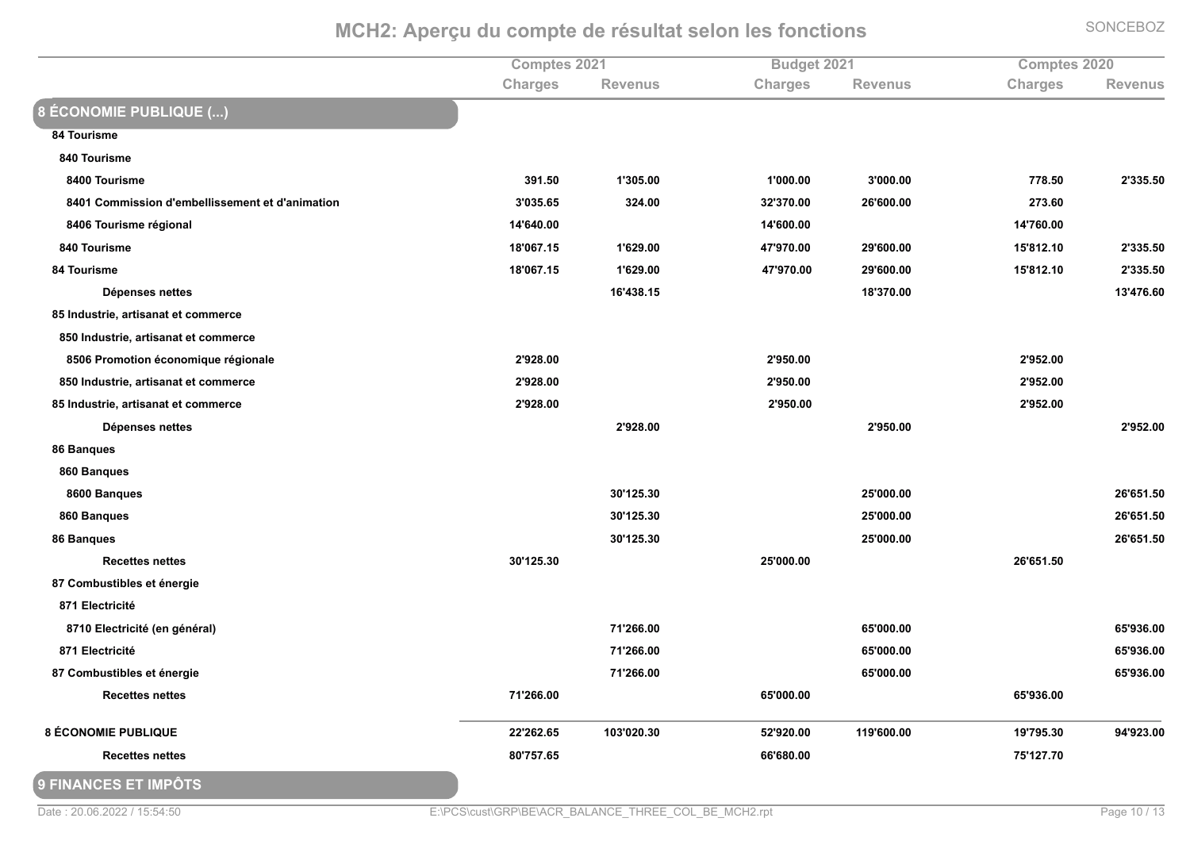# MCH2: Aperçu du compte de résultat selon les fonctions

| | Comptes 2021 | | Budget 2021 | | Comptes 2020 | |
|---|---|---|---|---|---|---|
| | Charges | Revenus | Charges | Revenus | Charges | Revenus |
| **8 ÉCONOMIE PUBLIQUE (...)** | | | | | | |
| **84 Tourisme** | | | | | | |
| **840 Tourisme** | | | | | | |
| **8400 Tourisme** | 391.50 | 1'305.00 | 1'000.00 | 3'000.00 | 778.50 | 2'335.50 |
| **8401 Commission d'embellissement et d'animation** | 3'035.65 | 324.00 | 32'370.00 | 26'600.00 | 273.60 | |
| **8406 Tourisme régional** | 14'640.00 | | 14'600.00 | | 14'760.00 | |
| **840 Tourisme** | 18'067.15 | 1'629.00 | 47'970.00 | 29'600.00 | 15'812.10 | 2'335.50 |
| **84 Tourisme** | 18'067.15 | 1'629.00 | 47'970.00 | 29'600.00 | 15'812.10 | 2'335.50 |
| **Dépenses nettes** | | 16'438.15 | | 18'370.00 | | 13'476.60 |
| **85 Industrie, artisanat et commerce** | | | | | | |
| **850 Industrie, artisanat et commerce** | | | | | | |
| **8506 Promotion économique régionale** | 2'928.00 | | 2'950.00 | | 2'952.00 | |
| **850 Industrie, artisanat et commerce** | 2'928.00 | | 2'950.00 | | 2'952.00 | |
| **85 Industrie, artisanat et commerce** | 2'928.00 | | 2'950.00 | | 2'952.00 | |
| **Dépenses nettes** | | 2'928.00 | | 2'950.00 | | 2'952.00 |
| **86 Banques** | | | | | | |
| **860 Banques** | | | | | | |
| **8600 Banques** | | 30'125.30 | | 25'000.00 | | 26'651.50 |
| **860 Banques** | | 30'125.30 | | 25'000.00 | | 26'651.50 |
| **86 Banques** | | 30'125.30 | | 25'000.00 | | 26'651.50 |
| **Recettes nettes** | 30'125.30 | | 25'000.00 | | 26'651.50 | |
| **87 Combustibles et énergie** | | | | | | |
| **871 Electricité** | | | | | | |
| **8710 Electricité (en général)** | | 71'266.00 | | 65'000.00 | | 65'936.00 |
| **871 Electricité** | | 71'266.00 | | 65'000.00 | | 65'936.00 |
| **87 Combustibles et énergie** | | 71'266.00 | | 65'000.00 | | 65'936.00 |
| **Recettes nettes** | 71'266.00 | | 65'000.00 | | 65'936.00 | |
| **8 ÉCONOMIE PUBLIQUE** | 22'262.65 | 103'020.30 | 52'920.00 | 119'600.00 | 19'795.30 | 94'923.00 |
| **Recettes nettes** | 80'757.65 | | 66'680.00 | | 75'127.70 | |
| **9 FINANCES ET IMPÔTS** | | | | | | |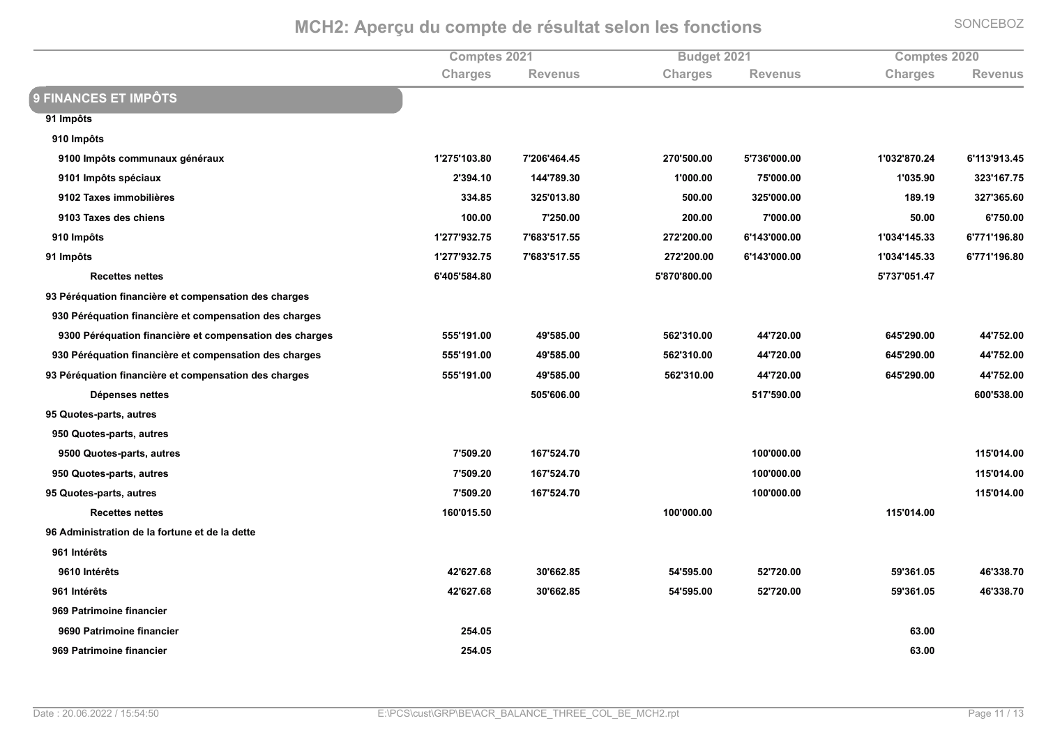# MCH2: Aperçu du compte de résultat selon les fonctions

SONCEBOZ

| | Comptes 2021 | | Budget 2021 | | Comptes 2020 | |
|---|---|---|---|---|---|---|
| | Charges | Revenus | Charges | Revenus | Charges | Revenus |
| **9 FINANCES ET IMPÔTS** | | | | | | |
| **91 Impôts** | | | | | | |
| **910 Impôts** | | | | | | |
| **9100 Impôts communaux généraux** | 1'275'103.80 | 7'206'464.45 | 270'500.00 | 5'736'000.00 | 1'032'870.24 | 6'113'913.45 |
| **9101 Impôts spéciaux** | 2'394.10 | 144'789.30 | 1'000.00 | 75'000.00 | 1'035.90 | 323'167.75 |
| **9102 Taxes immobilières** | 334.85 | 325'013.80 | 500.00 | 325'000.00 | 189.19 | 327'365.60 |
| **9103 Taxes des chiens** | 100.00 | 7'250.00 | 200.00 | 7'000.00 | 50.00 | 6'750.00 |
| **910 Impôts** | 1'277'932.75 | 7'683'517.55 | 272'200.00 | 6'143'000.00 | 1'034'145.33 | 6'771'196.80 |
| **91 Impôts** | 1'277'932.75 | 7'683'517.55 | 272'200.00 | 6'143'000.00 | 1'034'145.33 | 6'771'196.80 |
| **Recettes nettes** | 6'405'584.80 | | 5'870'800.00 | | 5'737'051.47 | |
| **93 Péréquation financière et compensation des charges** | | | | | | |
| **930 Péréquation financière et compensation des charges** | | | | | | |
| **9300 Péréquation financière et compensation des charges** | 555'191.00 | 49'585.00 | 562'310.00 | 44'720.00 | 645'290.00 | 44'752.00 |
| **930 Péréquation financière et compensation des charges** | 555'191.00 | 49'585.00 | 562'310.00 | 44'720.00 | 645'290.00 | 44'752.00 |
| **93 Péréquation financière et compensation des charges** | 555'191.00 | 49'585.00 | 562'310.00 | 44'720.00 | 645'290.00 | 44'752.00 |
| **Dépenses nettes** | | 505'606.00 | | 517'590.00 | | 600'538.00 |
| **95 Quotes-parts, autres** | | | | | | |
| **950 Quotes-parts, autres** | | | | | | |
| **9500 Quotes-parts, autres** | 7'509.20 | 167'524.70 | | 100'000.00 | | 115'014.00 |
| **950 Quotes-parts, autres** | 7'509.20 | 167'524.70 | | 100'000.00 | | 115'014.00 |
| **95 Quotes-parts, autres** | 7'509.20 | 167'524.70 | | 100'000.00 | | 115'014.00 |
| **Recettes nettes** | 160'015.50 | | 100'000.00 | | 115'014.00 | |
| **96 Administration de la fortune et de la dette** | | | | | | |
| **961 Intérêts** | | | | | | |
| **9610 Intérêts** | 42'627.68 | 30'662.85 | 54'595.00 | 52'720.00 | 59'361.05 | 46'338.70 |
| **961 Intérêts** | 42'627.68 | 30'662.85 | 54'595.00 | 52'720.00 | 59'361.05 | 46'338.70 |
| **969 Patrimoine financier** | | | | | | |
| **9690 Patrimoine financier** | 254.05 | | | | 63.00 | |
| **969 Patrimoine financier** | 254.05 | | | | 63.00 | |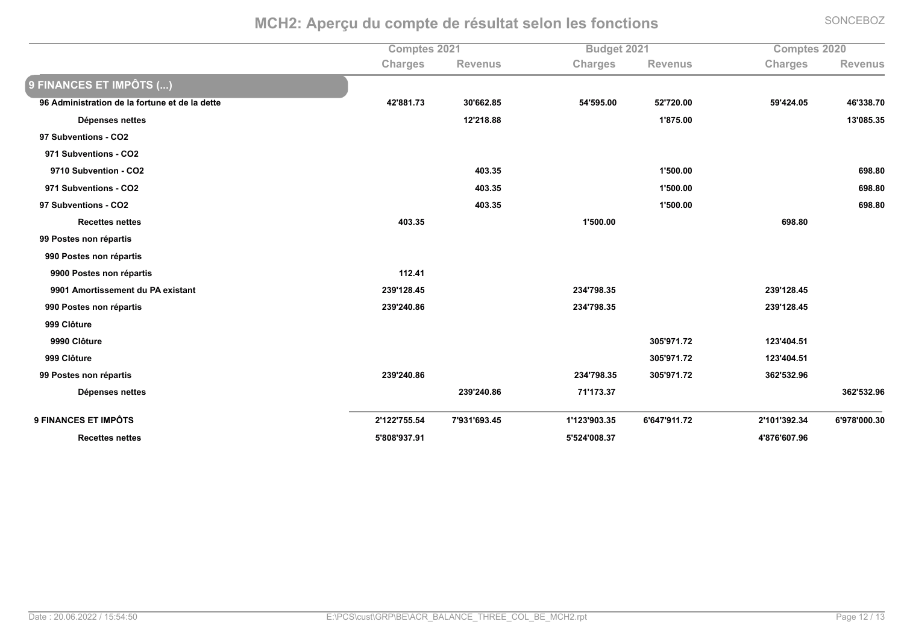# MCH2: Aperçu du compte de résultat selon les fonctions

| | Comptes 2021 | | Budget 2021 | | Comptes 2020 | |
|---|---|---|---|---|---|---|
| | Charges | Revenus | Charges | Revenus | Charges | Revenus |
| **9 FINANCES ET IMPÔTS (...)** | | | | | | |
| **96 Administration de la fortune et de la dette** | 42'881.73 | 30'662.85 | 54'595.00 | 52'720.00 | 59'424.05 | 46'338.70 |
| **Dépenses nettes** | | 12'218.88 | | 1'875.00 | | 13'085.35 |
| **97 Subventions - CO2** | | | | | | |
| **971 Subventions - CO2** | | | | | | |
| **9710 Subvention - CO2** | | 403.35 | | 1'500.00 | | 698.80 |
| **971 Subventions - CO2** | | 403.35 | | 1'500.00 | | 698.80 |
| **97 Subventions - CO2** | | 403.35 | | 1'500.00 | | 698.80 |
| **Recettes nettes** | 403.35 | | 1'500.00 | | 698.80 | |
| **99 Postes non répartis** | | | | | | |
| **990 Postes non répartis** | | | | | | |
| **9900 Postes non répartis** | 112.41 | | | | | |
| **9901 Amortissement du PA existant** | 239'128.45 | | 234'798.35 | | 239'128.45 | |
| **990 Postes non répartis** | 239'240.86 | | 234'798.35 | | 239'128.45 | |
| **999 Clôture** | | | | | | |
| **9990 Clôture** | | | | 305'971.72 | 123'404.51 | |
| **999 Clôture** | | | | 305'971.72 | 123'404.51 | |
| **99 Postes non répartis** | 239'240.86 | | 234'798.35 | 305'971.72 | 362'532.96 | |
| **Dépenses nettes** | | 239'240.86 | 71'173.37 | | | 362'532.96 |
| **9 FINANCES ET IMPÔTS** | 2'122'755.54 | 7'931'693.45 | 1'123'903.35 | 6'647'911.72 | 2'101'392.34 | 6'978'000.30 |
| **Recettes nettes** | 5'808'937.91 | | 5'524'008.37 | | 4'876'607.96 | |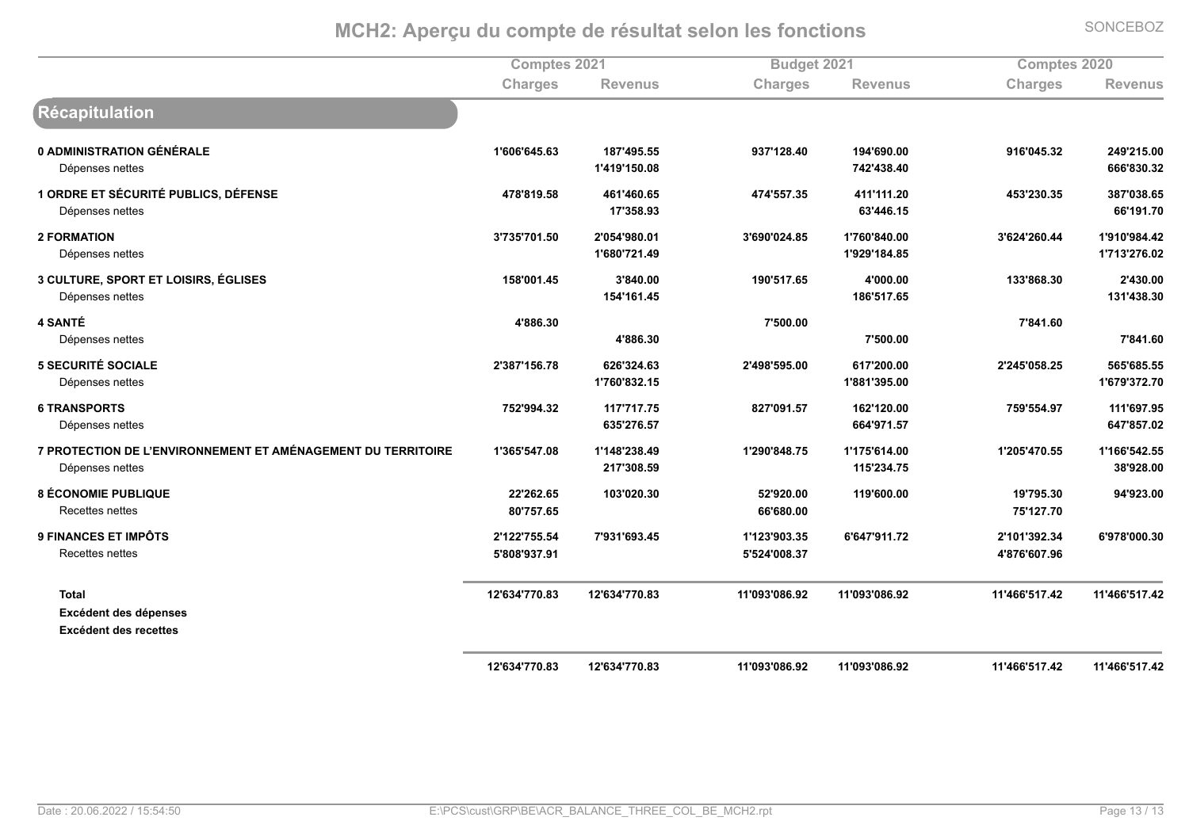# MCH2: Aperçu du compte de résultat selon les fonctions

SONCEBOZ

| | Comptes 2021 | | Budget 2021 | | Comptes 2020 | |
|---|---|---|---|---|---|---|
| | Charges | Revenus | Charges | Revenus | Charges | Revenus |
| **Récapitulation** | | | | | | |
| **0 ADMINISTRATION GÉNÉRALE** | **1'606'645.63** | **187'495.55** | **937'128.40** | **194'690.00** | **916'045.32** | **249'215.00** |
| Dépenses nettes | | **1'419'150.08** | | **742'438.40** | | **666'830.32** |
| **1 ORDRE ET SÉCURITÉ PUBLICS, DÉFENSE** | **478'819.58** | **461'460.65** | **474'557.35** | **411'111.20** | **453'230.35** | **387'038.65** |
| Dépenses nettes | | **17'358.93** | | **63'446.15** | | **66'191.70** |
| **2 FORMATION** | **3'735'701.50** | **2'054'980.01** | **3'690'024.85** | **1'760'840.00** | **3'624'260.44** | **1'910'984.42** |
| Dépenses nettes | | **1'680'721.49** | | **1'929'184.85** | | **1'713'276.02** |
| **3 CULTURE, SPORT ET LOISIRS, ÉGLISES** | **158'001.45** | **3'840.00** | **190'517.65** | **4'000.00** | **133'868.30** | **2'430.00** |
| Dépenses nettes | | **154'161.45** | | **186'517.65** | | **131'438.30** |
| **4 SANTÉ** | **4'886.30** | | **7'500.00** | | **7'841.60** | |
| Dépenses nettes | | **4'886.30** | | **7'500.00** | | **7'841.60** |
| **5 SECURITÉ SOCIALE** | **2'387'156.78** | **626'324.63** | **2'498'595.00** | **617'200.00** | **2'245'058.25** | **565'685.55** |
| Dépenses nettes | | **1'760'832.15** | | **1'881'395.00** | | **1'679'372.70** |
| **6 TRANSPORTS** | **752'994.32** | **117'717.75** | **827'091.57** | **162'120.00** | **759'554.97** | **111'697.95** |
| Dépenses nettes | | **635'276.57** | | **664'971.57** | | **647'857.02** |
| **7 PROTECTION DE L'ENVIRONNEMENT ET AMÉNAGEMENT DU TERRITOIRE** | **1'365'547.08** | **1'148'238.49** | **1'290'848.75** | **1'175'614.00** | **1'205'470.55** | **1'166'542.55** |
| Dépenses nettes | | **217'308.59** | | **115'234.75** | | **38'928.00** |
| **8 ÉCONOMIE PUBLIQUE** | **22'262.65** | **103'020.30** | **52'920.00** | **119'600.00** | **19'795.30** | **94'923.00** |
| Recettes nettes | **80'757.65** | | **66'680.00** | | **75'127.70** | |
| **9 FINANCES ET IMPÔTS** | **2'122'755.54** | **7'931'693.45** | **1'123'903.35** | **6'647'911.72** | **2'101'392.34** | **6'978'000.30** |
| Recettes nettes | **5'808'937.91** | | **5'524'008.37** | | **4'876'607.96** | |
| **Total** | **12'634'770.83** | **12'634'770.83** | **11'093'086.92** | **11'093'086.92** | **11'466'517.42** | **11'466'517.42** |
| **Excédent des dépenses** | | | | | | |
| **Excédent des recettes** | | | | | | |
| | **12'634'770.83** | **12'634'770.83** | **11'093'086.92** | **11'093'086.92** | **11'466'517.42** | **11'466'517.42** |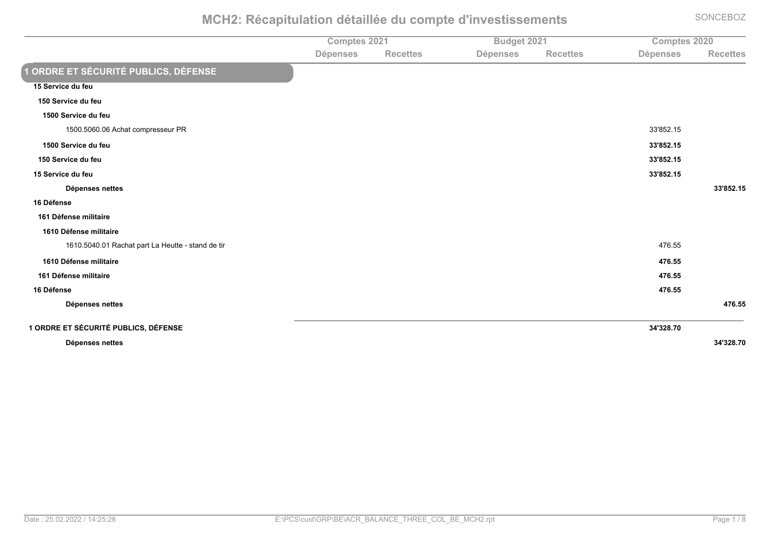# MCH2: Récapitulation détaillée du compte d'investissements

SONCEBOZ

| | Comptes 2021 | | Budget 2021 | | Comptes 2020 | |
|---|---|---|---|---|---|---|
| | Dépenses | Recettes | Dépenses | Recettes | Dépenses | Recettes |
| **1 ORDRE ET SÉCURITÉ PUBLICS, DÉFENSE** | | | | | | |
| **15 Service du feu** | | | | | | |
| **150 Service du feu** | | | | | | |
| **1500 Service du feu** | | | | | | |
| 1500.5060.06 Achat compresseur PR | | | | | 33'852.15 | |
| **1500 Service du feu** | | | | | **33'852.15** | |
| **150 Service du feu** | | | | | **33'852.15** | |
| **15 Service du feu** | | | | | **33'852.15** | |
| **Dépenses nettes** | | | | | | **33'852.15** |
| **16 Défense** | | | | | | |
| **161 Défense militaire** | | | | | | |
| **1610 Défense militaire** | | | | | | |
| 1610.5040.01 Rachat part La Heutte - stand de tir | | | | | 476.55 | |
| **1610 Défense militaire** | | | | | **476.55** | |
| **161 Défense militaire** | | | | | **476.55** | |
| **16 Défense** | | | | | **476.55** | |
| **Dépenses nettes** | | | | | | **476.55** |
| **1 ORDRE ET SÉCURITÉ PUBLICS, DÉFENSE** | | | | | **34'328.70** | |
| **Dépenses nettes** | | | | | | **34'328.70** |

Date : 25.02.2022 / 14:25:28 — E:\PCS\cust\GRP\BE\ACR_BALANCE_THREE_COL_BE_MCH2.rpt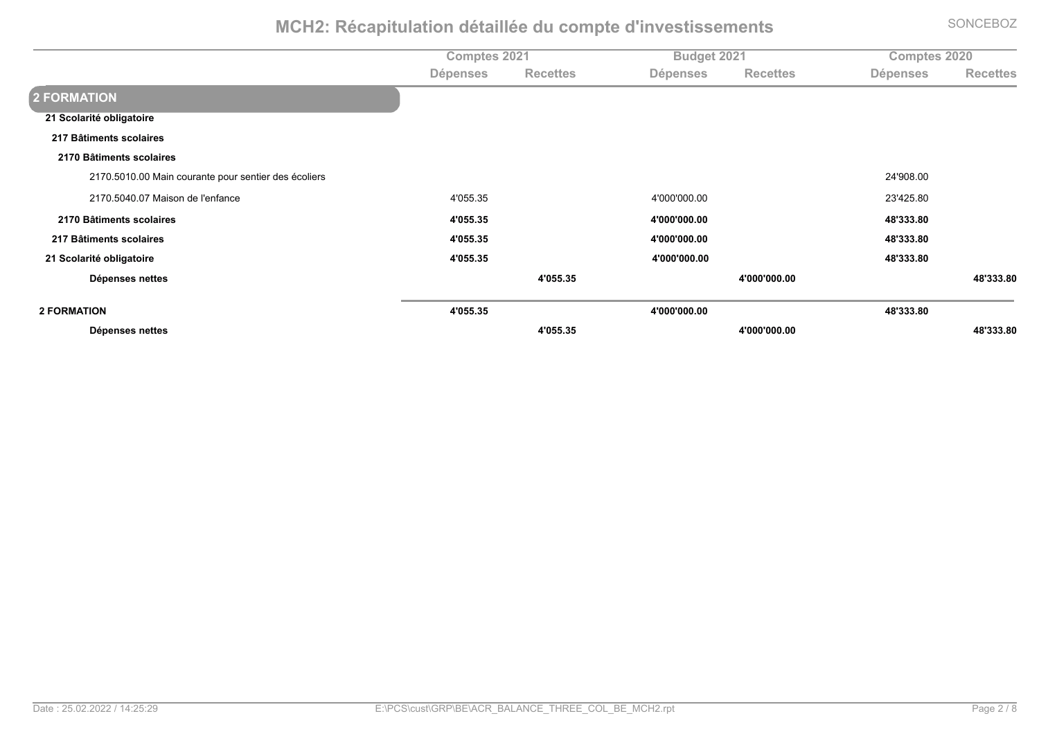# MCH2: Récapitulation détaillée du compte d'investissements

| | Comptes 2021 | | Budget 2021 | | Comptes 2020 | |
|---|---|---|---|---|---|---|
| | Dépenses | Recettes | Dépenses | Recettes | Dépenses | Recettes |
| **2 FORMATION** | | | | | | |
| **21 Scolarité obligatoire** | | | | | | |
| **217 Bâtiments scolaires** | | | | | | |
| **2170 Bâtiments scolaires** | | | | | | |
| 2170.5010.00 Main courante pour sentier des écoliers | | | | | 24'908.00 | |
| 2170.5040.07 Maison de l'enfance | 4'055.35 | | 4'000'000.00 | | 23'425.80 | |
| **2170 Bâtiments scolaires** | **4'055.35** | | **4'000'000.00** | | **48'333.80** | |
| **217 Bâtiments scolaires** | **4'055.35** | | **4'000'000.00** | | **48'333.80** | |
| **21 Scolarité obligatoire** | **4'055.35** | | **4'000'000.00** | | **48'333.80** | |
| **Dépenses nettes** | | **4'055.35** | | **4'000'000.00** | | **48'333.80** |
| **2 FORMATION** | **4'055.35** | | **4'000'000.00** | | **48'333.80** | |
| **Dépenses nettes** | | **4'055.35** | | **4'000'000.00** | | **48'333.80** |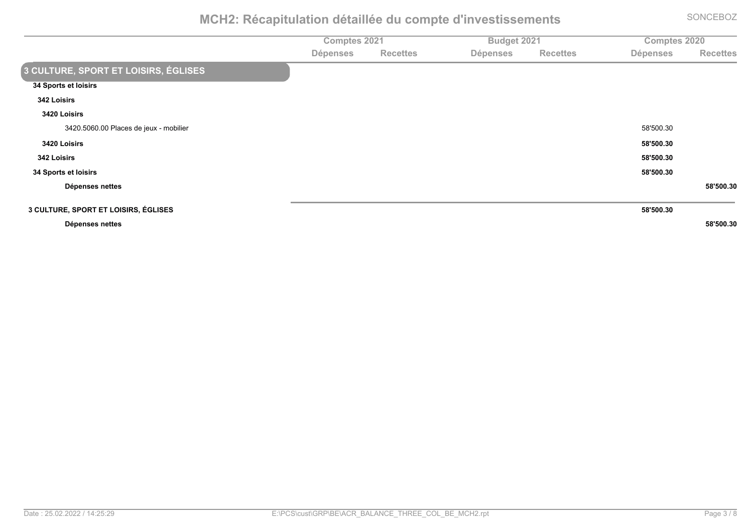# MCH2: Récapitulation détaillée du compte d'investissements

| | Comptes 2021 | | Budget 2021 | | Comptes 2020 | |
|---|---|---|---|---|---|---|
| | Dépenses | Recettes | Dépenses | Recettes | Dépenses | Recettes |
| **3 CULTURE, SPORT ET LOISIRS, ÉGLISES** | | | | | | |
| **34 Sports et loisirs** | | | | | | |
| **342 Loisirs** | | | | | | |
| **3420 Loisirs** | | | | | | |
| 3420.5060.00 Places de jeux - mobilier | | | | | 58'500.30 | |
| **3420 Loisirs** | | | | | **58'500.30** | |
| **342 Loisirs** | | | | | **58'500.30** | |
| **34 Sports et loisirs** | | | | | **58'500.30** | |
| **Dépenses nettes** | | | | | | **58'500.30** |
| **3 CULTURE, SPORT ET LOISIRS, ÉGLISES** | | | | | **58'500.30** | |
| **Dépenses nettes** | | | | | | **58'500.30** |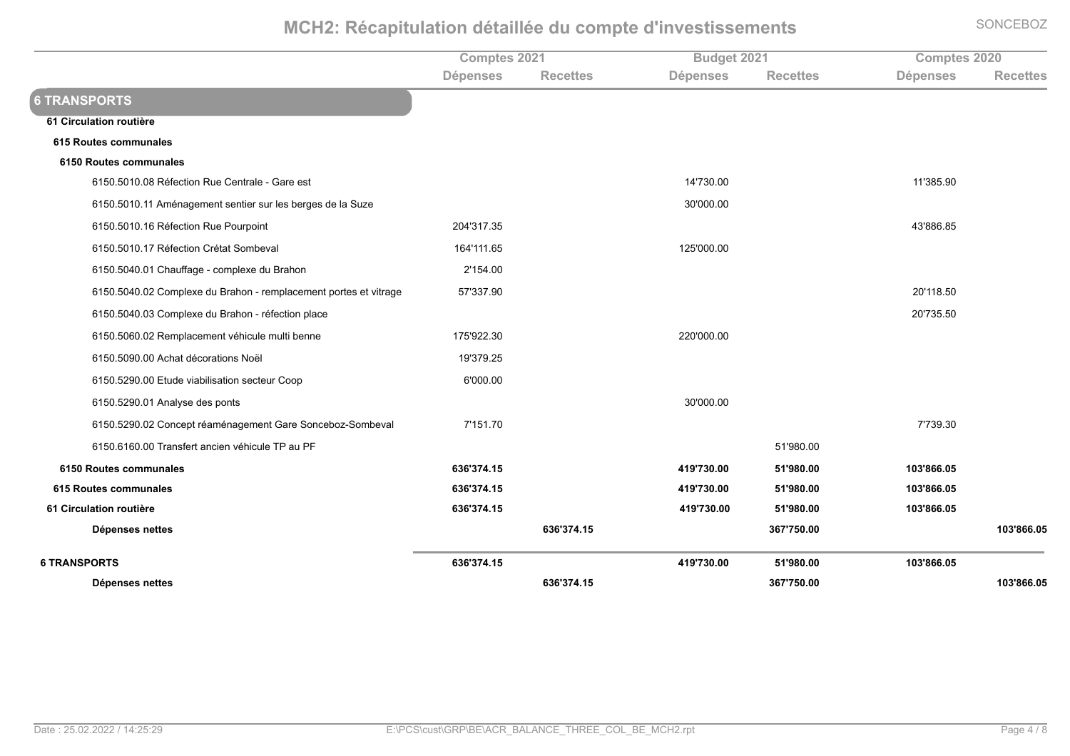# MCH2: Récapitulation détaillée du compte d'investissements

| | Comptes 2021 | | Budget 2021 | | Comptes 2020 | |
|---|---|---|---|---|---|---|
| | Dépenses | Recettes | Dépenses | Recettes | Dépenses | Recettes |
| **6 TRANSPORTS** | | | | | | |
| **61 Circulation routière** | | | | | | |
| **615 Routes communales** | | | | | | |
| **6150 Routes communales** | | | | | | |
| 6150.5010.08 Réfection Rue Centrale - Gare est | | | 14'730.00 | | 11'385.90 | |
| 6150.5010.11 Aménagement sentier sur les berges de la Suze | | | 30'000.00 | | | |
| 6150.5010.16 Réfection Rue Pourpoint | 204'317.35 | | | | 43'886.85 | |
| 6150.5010.17 Réfection Crétat Sombeval | 164'111.65 | | 125'000.00 | | | |
| 6150.5040.01 Chauffage - complexe du Brahon | 2'154.00 | | | | | |
| 6150.5040.02 Complexe du Brahon - remplacement portes et vitrage | 57'337.90 | | | | 20'118.50 | |
| 6150.5040.03 Complexe du Brahon - réfection place | | | | | 20'735.50 | |
| 6150.5060.02 Remplacement véhicule multi benne | 175'922.30 | | 220'000.00 | | | |
| 6150.5090.00 Achat décorations Noël | 19'379.25 | | | | | |
| 6150.5290.00 Etude viabilisation secteur Coop | 6'000.00 | | | | | |
| 6150.5290.01 Analyse des ponts | | | 30'000.00 | | | |
| 6150.5290.02 Concept réaménagement Gare Sonceboz-Sombeval | 7'151.70 | | | | 7'739.30 | |
| 6150.6160.00 Transfert ancien véhicule TP au PF | | | | 51'980.00 | | |
| **6150 Routes communales** | **636'374.15** | | **419'730.00** | **51'980.00** | **103'866.05** | |
| **615 Routes communales** | **636'374.15** | | **419'730.00** | **51'980.00** | **103'866.05** | |
| **61 Circulation routière** | **636'374.15** | | **419'730.00** | **51'980.00** | **103'866.05** | |
| **Dépenses nettes** | | **636'374.15** | | **367'750.00** | | **103'866.05** |
| **6 TRANSPORTS** | **636'374.15** | | **419'730.00** | **51'980.00** | **103'866.05** | |
| **Dépenses nettes** | | **636'374.15** | | **367'750.00** | | **103'866.05** |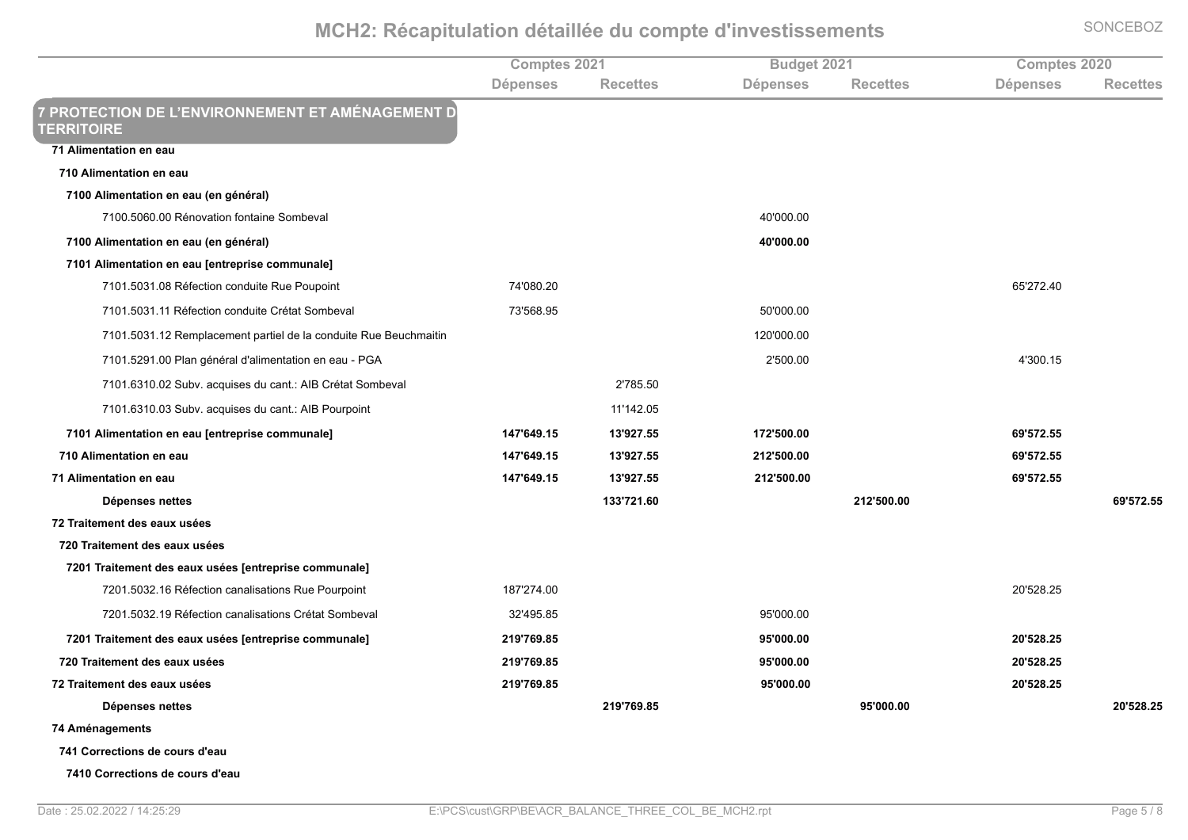# MCH2: Récapitulation détaillée du compte d'investissements

| | Comptes 2021 | | Budget 2021 | | Comptes 2020 | |
|---|---|---|---|---|---|---|
| | Dépenses | Recettes | Dépenses | Recettes | Dépenses | Recettes |
| **7 PROTECTION DE L'ENVIRONNEMENT ET AMÉNAGEMENT DU TERRITOIRE** | | | | | | |
| **71 Alimentation en eau** | | | | | | |
| **710 Alimentation en eau** | | | | | | |
| **7100 Alimentation en eau (en général)** | | | | | | |
| 7100.5060.00 Rénovation fontaine Sombeval | | | 40'000.00 | | | |
| **7100 Alimentation en eau (en général)** | | | **40'000.00** | | | |
| **7101 Alimentation en eau [entreprise communale]** | | | | | | |
| 7101.5031.08 Réfection conduite Rue Poupoint | 74'080.20 | | | | 65'272.40 | |
| 7101.5031.11 Réfection conduite Crétat Sombeval | 73'568.95 | | 50'000.00 | | | |
| 7101.5031.12 Remplacement partiel de la conduite Rue Beuchmaitin | | | 120'000.00 | | | |
| 7101.5291.00 Plan général d'alimentation en eau - PGA | | | 2'500.00 | | 4'300.15 | |
| 7101.6310.02 Subv. acquises du cant.: AIB Crétat Sombeval | | 2'785.50 | | | | |
| 7101.6310.03 Subv. acquises du cant.: AIB Pourpoint | | 11'142.05 | | | | |
| **7101 Alimentation en eau [entreprise communale]** | **147'649.15** | **13'927.55** | **172'500.00** | | **69'572.55** | |
| **710 Alimentation en eau** | **147'649.15** | **13'927.55** | **212'500.00** | | **69'572.55** | |
| **71 Alimentation en eau** | **147'649.15** | **13'927.55** | **212'500.00** | | **69'572.55** | |
| **Dépenses nettes** | | **133'721.60** | | **212'500.00** | | **69'572.55** |
| **72 Traitement des eaux usées** | | | | | | |
| **720 Traitement des eaux usées** | | | | | | |
| **7201 Traitement des eaux usées [entreprise communale]** | | | | | | |
| 7201.5032.16 Réfection canalisations Rue Pourpoint | 187'274.00 | | | | 20'528.25 | |
| 7201.5032.19 Réfection canalisations Crétat Sombeval | 32'495.85 | | 95'000.00 | | | |
| **7201 Traitement des eaux usées [entreprise communale]** | **219'769.85** | | **95'000.00** | | **20'528.25** | |
| **720 Traitement des eaux usées** | **219'769.85** | | **95'000.00** | | **20'528.25** | |
| **72 Traitement des eaux usées** | **219'769.85** | | **95'000.00** | | **20'528.25** | |
| **Dépenses nettes** | | **219'769.85** | | **95'000.00** | | **20'528.25** |
| **74 Aménagements** | | | | | | |
| **741 Corrections de cours d'eau** | | | | | | |
| **7410 Corrections de cours d'eau** | | | | | | |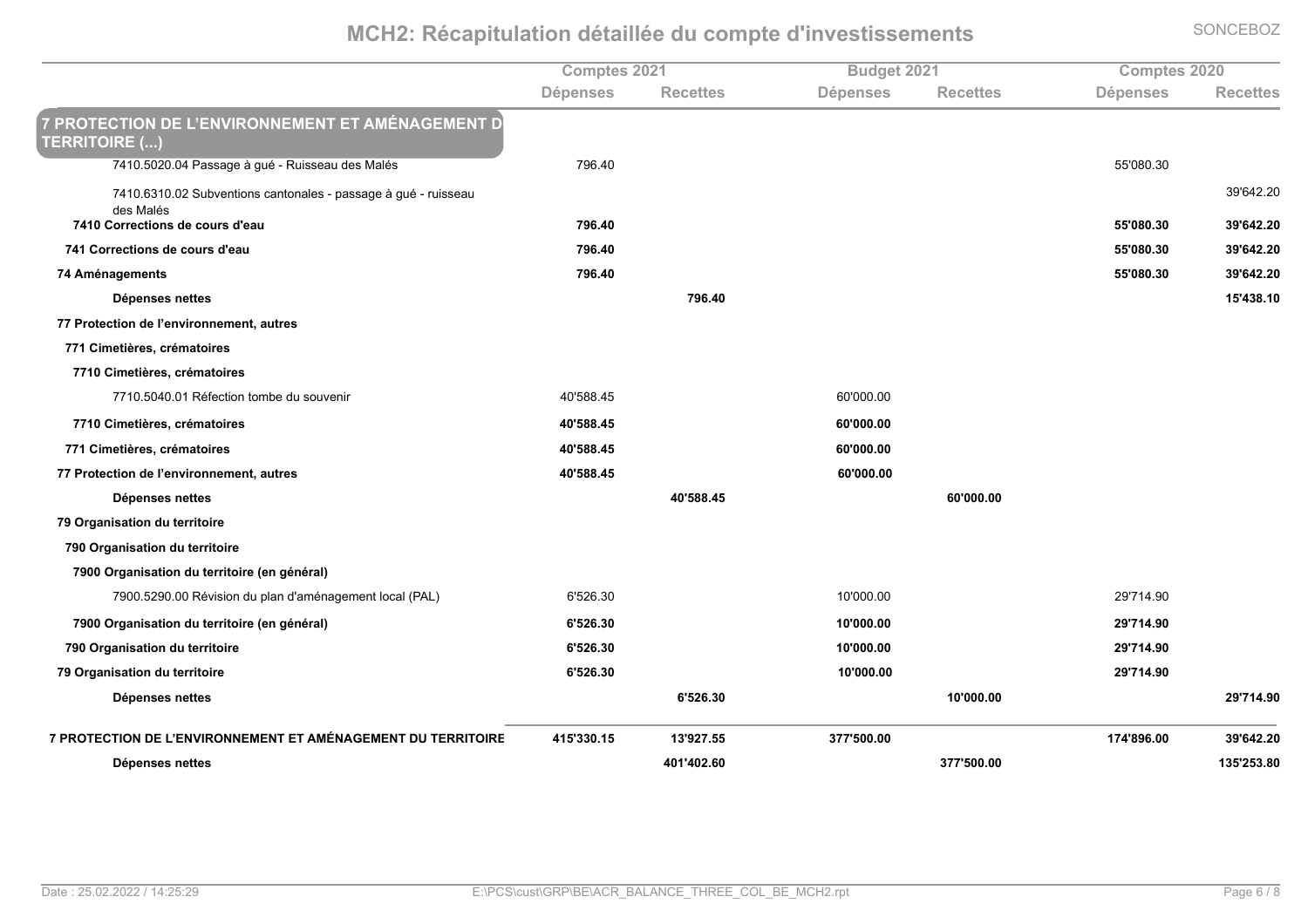# MCH2: Récapitulation détaillée du compte d'investissements

| | Comptes 2021 | | Budget 2021 | | Comptes 2020 | |
|---|---|---|---|---|---|---|
| | Dépenses | Recettes | Dépenses | Recettes | Dépenses | Recettes |
| **7 PROTECTION DE L'ENVIRONNEMENT ET AMÉNAGEMENT DU TERRITOIRE (...)** | | | | | | |
| 7410.5020.04 Passage à gué - Ruisseau des Malés | 796.40 | | | | 55'080.30 | |
| 7410.6310.02 Subventions cantonales - passage à gué - ruisseau des Malés | | | | | | 39'642.20 |
| **7410 Corrections de cours d'eau** | **796.40** | | | | **55'080.30** | **39'642.20** |
| **741 Corrections de cours d'eau** | **796.40** | | | | **55'080.30** | **39'642.20** |
| **74 Aménagements** | **796.40** | | | | **55'080.30** | **39'642.20** |
| **Dépenses nettes** | | **796.40** | | | | **15'438.10** |
| **77 Protection de l'environnement, autres** | | | | | | |
| **771 Cimetières, crématoires** | | | | | | |
| **7710 Cimetières, crématoires** | | | | | | |
| 7710.5040.01 Réfection tombe du souvenir | 40'588.45 | | 60'000.00 | | | |
| **7710 Cimetières, crématoires** | **40'588.45** | | **60'000.00** | | | |
| **771 Cimetières, crématoires** | **40'588.45** | | **60'000.00** | | | |
| **77 Protection de l'environnement, autres** | **40'588.45** | | **60'000.00** | | | |
| **Dépenses nettes** | | **40'588.45** | | **60'000.00** | | |
| **79 Organisation du territoire** | | | | | | |
| **790 Organisation du territoire** | | | | | | |
| **7900 Organisation du territoire (en général)** | | | | | | |
| 7900.5290.00 Révision du plan d'aménagement local (PAL) | 6'526.30 | | 10'000.00 | | 29'714.90 | |
| **7900 Organisation du territoire (en général)** | **6'526.30** | | **10'000.00** | | **29'714.90** | |
| **790 Organisation du territoire** | **6'526.30** | | **10'000.00** | | **29'714.90** | |
| **79 Organisation du territoire** | **6'526.30** | | **10'000.00** | | **29'714.90** | |
| **Dépenses nettes** | | **6'526.30** | | **10'000.00** | | **29'714.90** |
| **7 PROTECTION DE L'ENVIRONNEMENT ET AMÉNAGEMENT DU TERRITOIRE** | **415'330.15** | **13'927.55** | **377'500.00** | | **174'896.00** | **39'642.20** |
| **Dépenses nettes** | | **401'402.60** | | **377'500.00** | | **135'253.80** |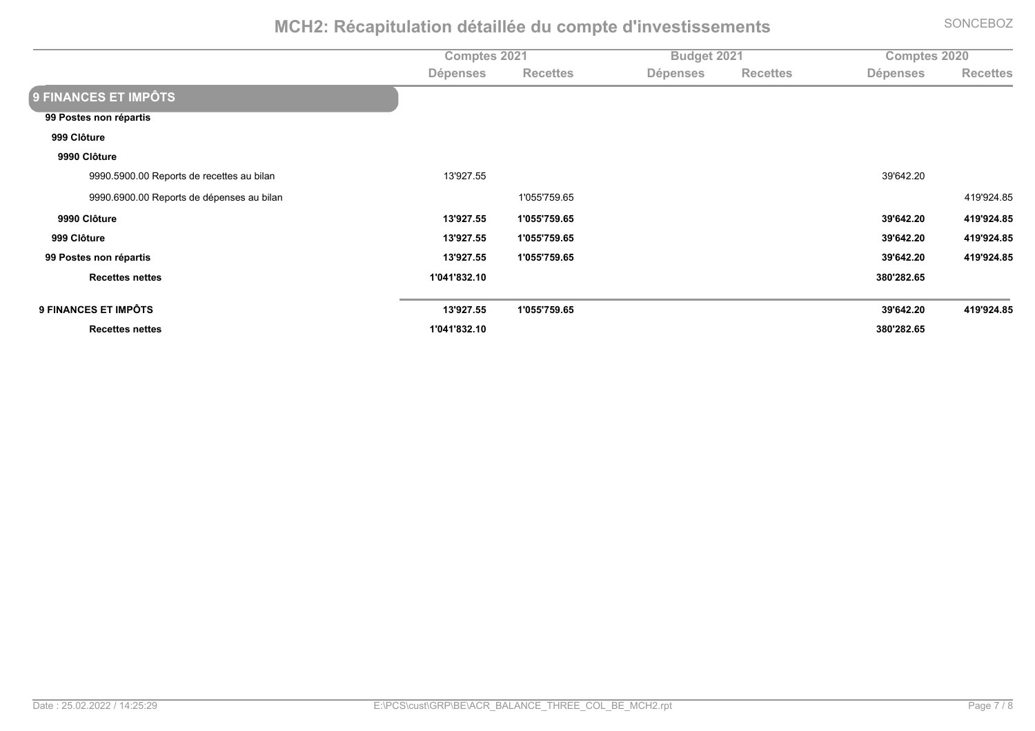# MCH2: Récapitulation détaillée du compte d'investissements

| | Comptes 2021 | | Budget 2021 | | Comptes 2020 | |
|---|---|---|---|---|---|---|
| | Dépenses | Recettes | Dépenses | Recettes | Dépenses | Recettes |
| **9 FINANCES ET IMPÔTS** | | | | | | |
| **99 Postes non répartis** | | | | | | |
| **999 Clôture** | | | | | | |
| **9990 Clôture** | | | | | | |
| 9990.5900.00 Reports de recettes au bilan | 13'927.55 | | | | 39'642.20 | |
| 9990.6900.00 Reports de dépenses au bilan | | 1'055'759.65 | | | | 419'924.85 |
| **9990 Clôture** | **13'927.55** | **1'055'759.65** | | | **39'642.20** | **419'924.85** |
| **999 Clôture** | **13'927.55** | **1'055'759.65** | | | **39'642.20** | **419'924.85** |
| **99 Postes non répartis** | **13'927.55** | **1'055'759.65** | | | **39'642.20** | **419'924.85** |
| **Recettes nettes** | **1'041'832.10** | | | | **380'282.65** | |
| **9 FINANCES ET IMPÔTS** | **13'927.55** | **1'055'759.65** | | | **39'642.20** | **419'924.85** |
| **Recettes nettes** | **1'041'832.10** | | | | **380'282.65** | |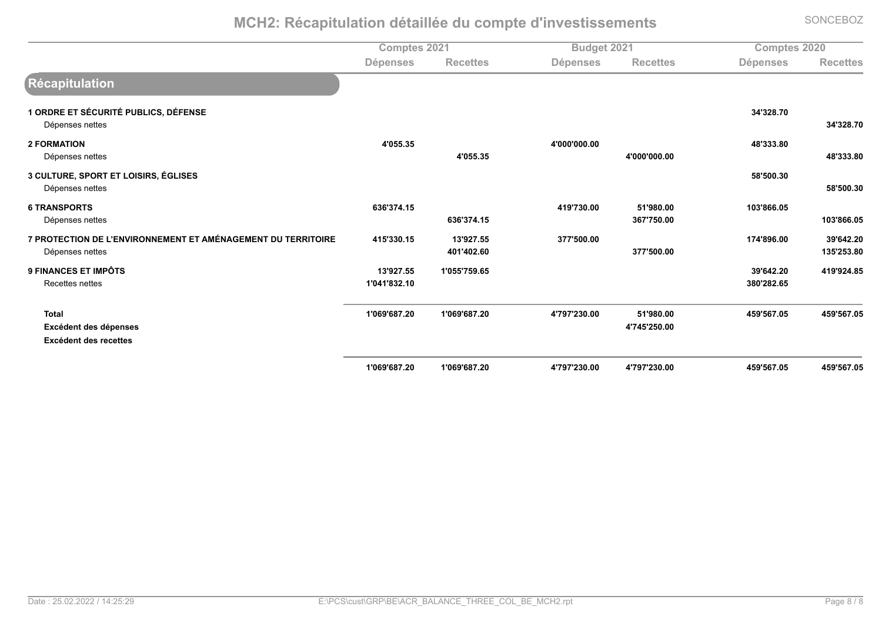# MCH2: Récapitulation détaillée du compte d'investissements

SONCEBOZ

| | Comptes 2021 | | Budget 2021 | | Comptes 2020 | |
|---|---|---|---|---|---|---|
| | Dépenses | Recettes | Dépenses | Recettes | Dépenses | Recettes |
| **Récapitulation** | | | | | | |
| **1 ORDRE ET SÉCURITÉ PUBLICS, DÉFENSE** | | | | | **34'328.70** | |
| Dépenses nettes | | | | | | **34'328.70** |
| **2 FORMATION** | **4'055.35** | | **4'000'000.00** | | **48'333.80** | |
| Dépenses nettes | | **4'055.35** | | **4'000'000.00** | | **48'333.80** |
| **3 CULTURE, SPORT ET LOISIRS, ÉGLISES** | | | | | **58'500.30** | |
| Dépenses nettes | | | | | | **58'500.30** |
| **6 TRANSPORTS** | **636'374.15** | | **419'730.00** | **51'980.00** | **103'866.05** | |
| Dépenses nettes | | **636'374.15** | | **367'750.00** | | **103'866.05** |
| **7 PROTECTION DE L'ENVIRONNEMENT ET AMÉNAGEMENT DU TERRITOIRE** | **415'330.15** | **13'927.55** | **377'500.00** | | **174'896.00** | **39'642.20** |
| Dépenses nettes | | **401'402.60** | | **377'500.00** | | **135'253.80** |
| **9 FINANCES ET IMPÔTS** | **13'927.55** | **1'055'759.65** | | | **39'642.20** | **419'924.85** |
| Recettes nettes | **1'041'832.10** | | | | **380'282.65** | |
| **Total** | **1'069'687.20** | **1'069'687.20** | **4'797'230.00** | **51'980.00** | **459'567.05** | **459'567.05** |
| **Excédent des dépenses** | | | | **4'745'250.00** | | |
| **Excédent des recettes** | | | | | | |
| | **1'069'687.20** | **1'069'687.20** | **4'797'230.00** | **4'797'230.00** | **459'567.05** | **459'567.05** |

Date : 25.02.2022 / 14:25:29 E:\PCS\cust\GRP\BE\ACR_BALANCE_THREE_COL_BE_MCH2.rpt